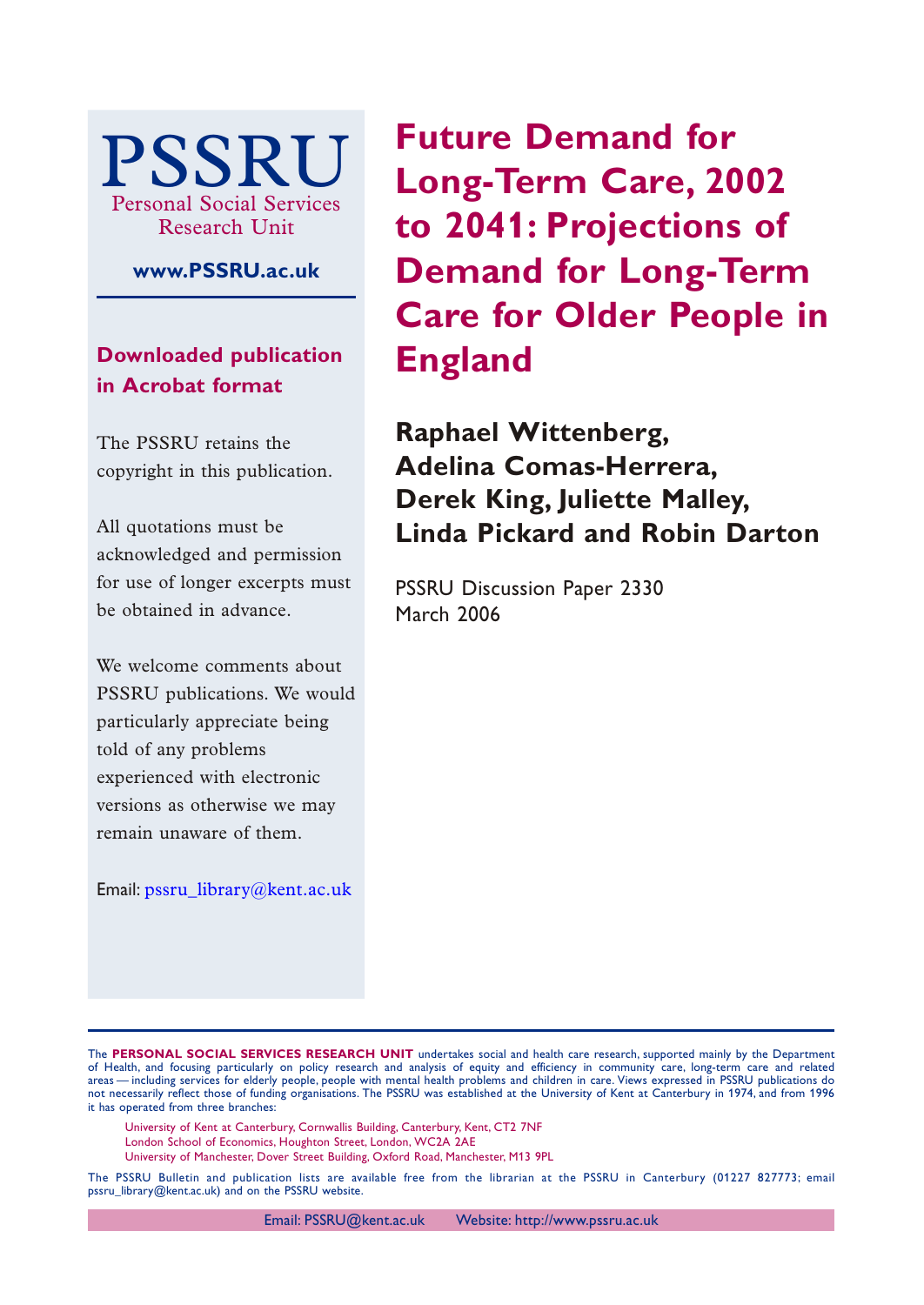# Future Demand for Long-Term Care, 2002 to 2041: Projections of Demand for Long-Term Care for Older People in England

**Raphael Wittenberg, Adelina Comas-Herrera, Derek King, Juliette Malley, Linda Pickard and Robin Darton**

PSSRU Discussion Paper 2330
March 2006

PSSRU
Personal Social Services Research Unit

**www.PSSRU.ac.uk**

**Downloaded publication in Acrobat format**

The PSSRU retains the copyright in this publication.

All quotations must be acknowledged and permission for use of longer excerpts must be obtained in advance.

We welcome comments about PSSRU publications. We would particularly appreciate being told of any problems experienced with electronic versions as otherwise we may remain unaware of them.

Email: pssru_library@kent.ac.uk

The **PERSONAL SOCIAL SERVICES RESEARCH UNIT** undertakes social and health care research, supported mainly by the Department of Health, and focusing particularly on policy research and analysis of equity and efficiency in community care, long-term care and related areas — including services for elderly people, people with mental health problems and children in care. Views expressed in PSSRU publications do not necessarily reflect those of funding organisations. The PSSRU was established at the University of Kent at Canterbury in 1974, and from 1996 it has operated from three branches:

University of Kent at Canterbury, Cornwallis Building, Canterbury, Kent, CT2 7NF
London School of Economics, Houghton Street, London, WC2A 2AE
University of Manchester, Dover Street Building, Oxford Road, Manchester, M13 9PL

The PSSRU Bulletin and publication lists are available free from the librarian at the PSSRU in Canterbury (01227 827773; email pssru_library@kent.ac.uk) and on the PSSRU website.

Email: PSSRU@kent.ac.uk Website: http://www.pssru.ac.uk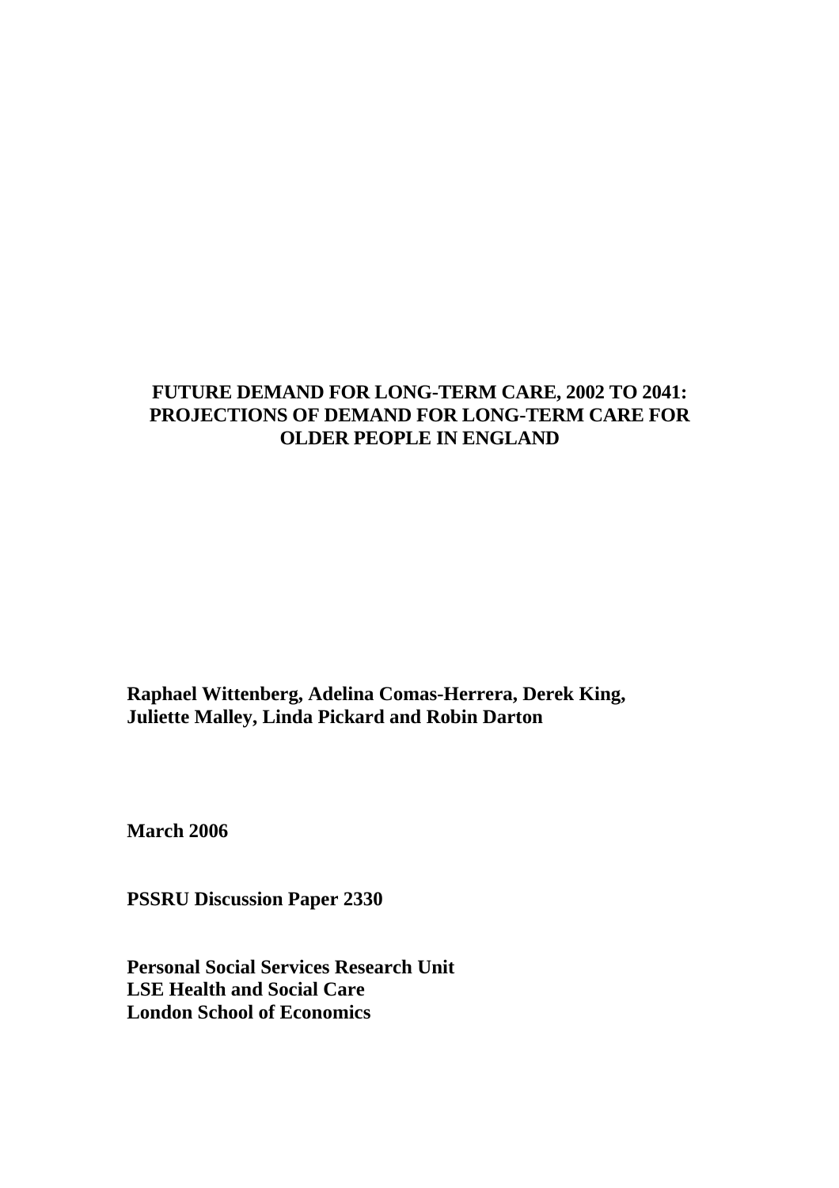# FUTURE DEMAND FOR LONG-TERM CARE, 2002 TO 2041: PROJECTIONS OF DEMAND FOR LONG-TERM CARE FOR OLDER PEOPLE IN ENGLAND

**Raphael Wittenberg, Adelina Comas-Herrera, Derek King, Juliette Malley, Linda Pickard and Robin Darton**

**March 2006**

**PSSRU Discussion Paper 2330**

**Personal Social Services Research Unit**
**LSE Health and Social Care**
**London School of Economics**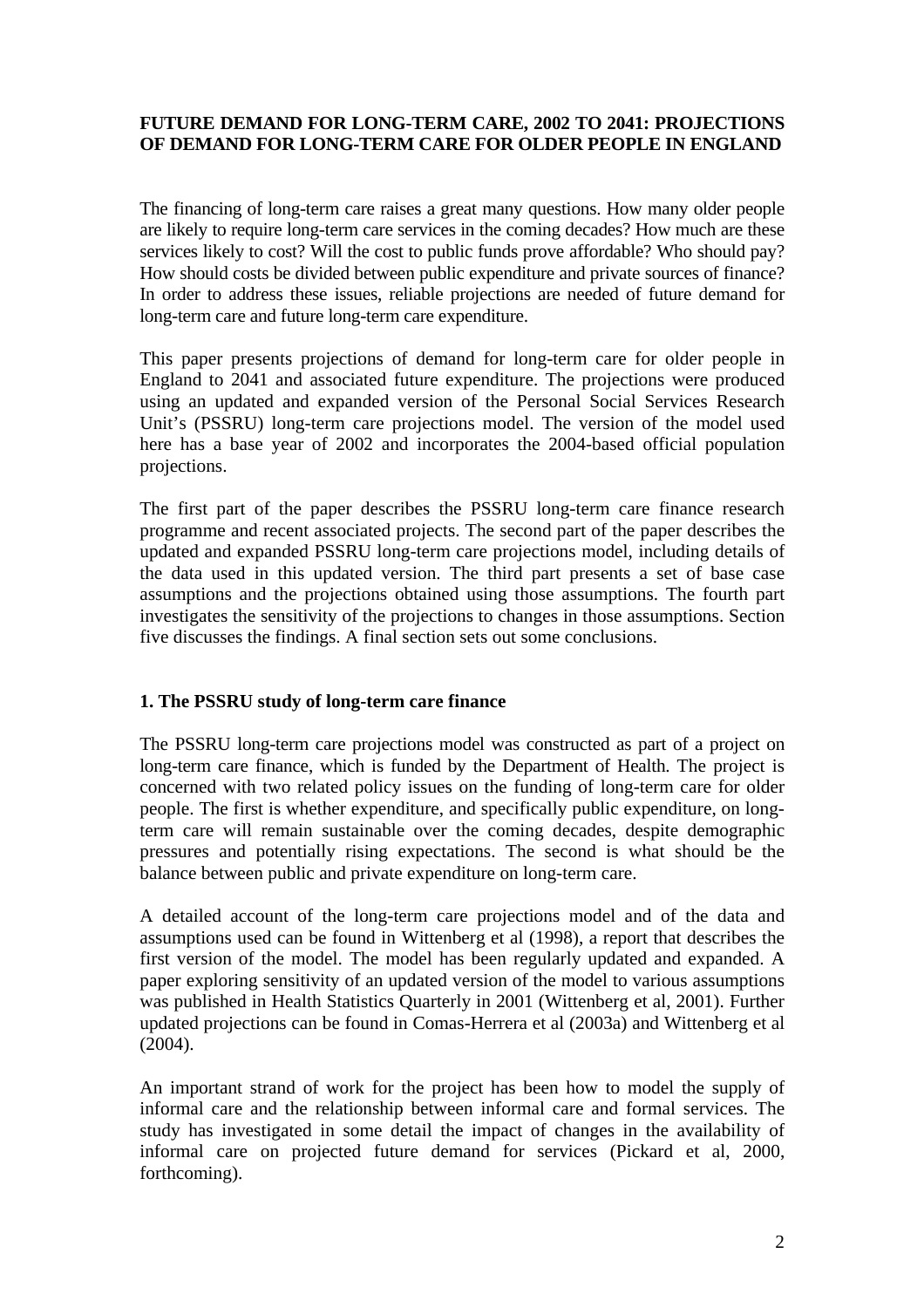**FUTURE DEMAND FOR LONG-TERM CARE, 2002 TO 2041: PROJECTIONS OF DEMAND FOR LONG-TERM CARE FOR OLDER PEOPLE IN ENGLAND**

The financing of long-term care raises a great many questions. How many older people are likely to require long-term care services in the coming decades? How much are these services likely to cost? Will the cost to public funds prove affordable? Who should pay? How should costs be divided between public expenditure and private sources of finance? In order to address these issues, reliable projections are needed of future demand for long-term care and future long-term care expenditure.

This paper presents projections of demand for long-term care for older people in England to 2041 and associated future expenditure. The projections were produced using an updated and expanded version of the Personal Social Services Research Unit's (PSSRU) long-term care projections model. The version of the model used here has a base year of 2002 and incorporates the 2004-based official population projections.

The first part of the paper describes the PSSRU long-term care finance research programme and recent associated projects. The second part of the paper describes the updated and expanded PSSRU long-term care projections model, including details of the data used in this updated version. The third part presents a set of base case assumptions and the projections obtained using those assumptions. The fourth part investigates the sensitivity of the projections to changes in those assumptions. Section five discusses the findings. A final section sets out some conclusions.

## 1. The PSSRU study of long-term care finance

The PSSRU long-term care projections model was constructed as part of a project on long-term care finance, which is funded by the Department of Health. The project is concerned with two related policy issues on the funding of long-term care for older people. The first is whether expenditure, and specifically public expenditure, on long-term care will remain sustainable over the coming decades, despite demographic pressures and potentially rising expectations. The second is what should be the balance between public and private expenditure on long-term care.

A detailed account of the long-term care projections model and of the data and assumptions used can be found in Wittenberg et al (1998), a report that describes the first version of the model. The model has been regularly updated and expanded. A paper exploring sensitivity of an updated version of the model to various assumptions was published in Health Statistics Quarterly in 2001 (Wittenberg et al, 2001). Further updated projections can be found in Comas-Herrera et al (2003a) and Wittenberg et al (2004).

An important strand of work for the project has been how to model the supply of informal care and the relationship between informal care and formal services. The study has investigated in some detail the impact of changes in the availability of informal care on projected future demand for services (Pickard et al, 2000, forthcoming).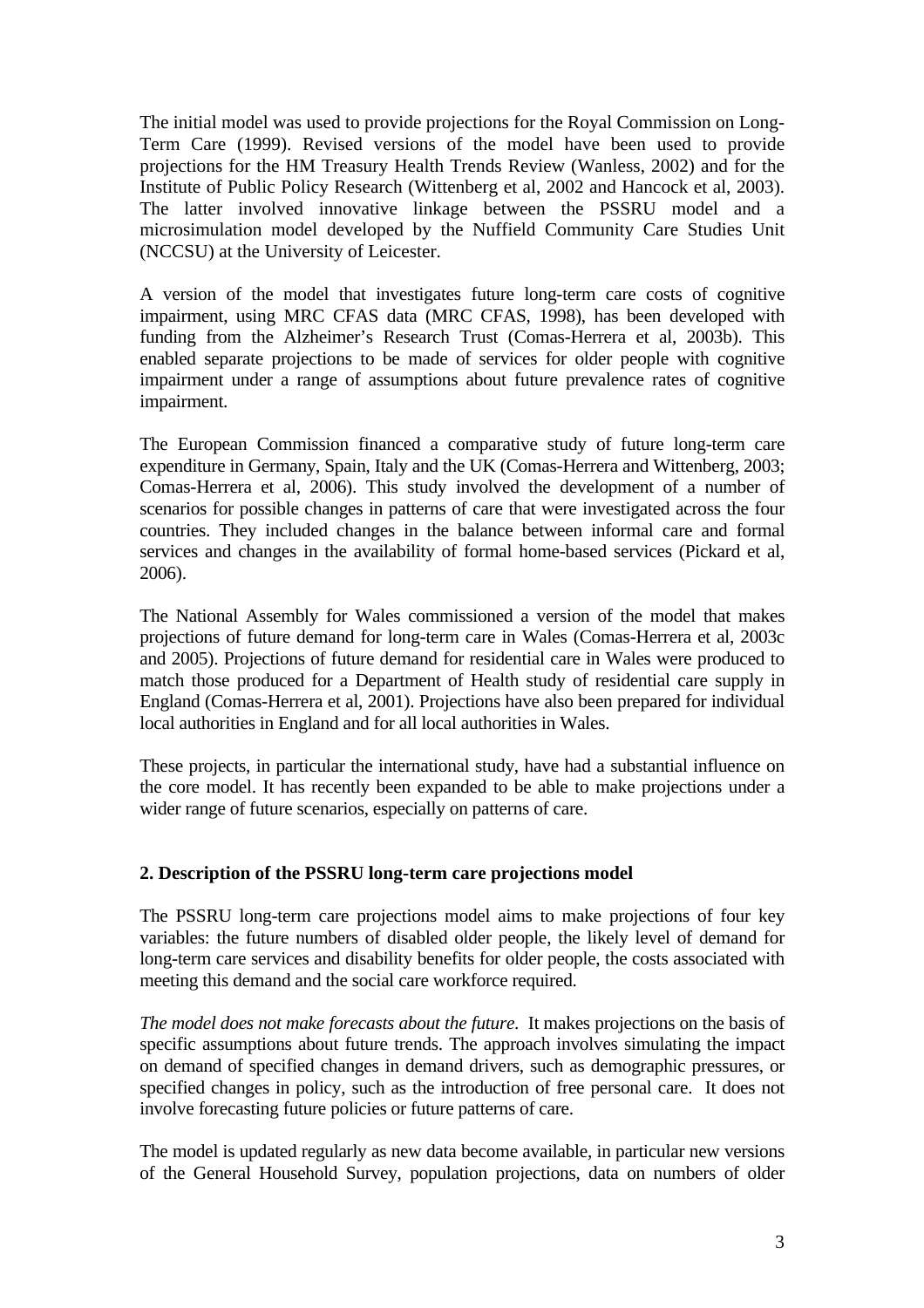The initial model was used to provide projections for the Royal Commission on Long-Term Care (1999). Revised versions of the model have been used to provide projections for the HM Treasury Health Trends Review (Wanless, 2002) and for the Institute of Public Policy Research (Wittenberg et al, 2002 and Hancock et al, 2003). The latter involved innovative linkage between the PSSRU model and a microsimulation model developed by the Nuffield Community Care Studies Unit (NCCSU) at the University of Leicester.

A version of the model that investigates future long-term care costs of cognitive impairment, using MRC CFAS data (MRC CFAS, 1998), has been developed with funding from the Alzheimer's Research Trust (Comas-Herrera et al, 2003b). This enabled separate projections to be made of services for older people with cognitive impairment under a range of assumptions about future prevalence rates of cognitive impairment.

The European Commission financed a comparative study of future long-term care expenditure in Germany, Spain, Italy and the UK (Comas-Herrera and Wittenberg, 2003; Comas-Herrera et al, 2006). This study involved the development of a number of scenarios for possible changes in patterns of care that were investigated across the four countries. They included changes in the balance between informal care and formal services and changes in the availability of formal home-based services (Pickard et al, 2006).

The National Assembly for Wales commissioned a version of the model that makes projections of future demand for long-term care in Wales (Comas-Herrera et al, 2003c and 2005). Projections of future demand for residential care in Wales were produced to match those produced for a Department of Health study of residential care supply in England (Comas-Herrera et al, 2001). Projections have also been prepared for individual local authorities in England and for all local authorities in Wales.

These projects, in particular the international study, have had a substantial influence on the core model. It has recently been expanded to be able to make projections under a wider range of future scenarios, especially on patterns of care.

## 2. Description of the PSSRU long-term care projections model

The PSSRU long-term care projections model aims to make projections of four key variables: the future numbers of disabled older people, the likely level of demand for long-term care services and disability benefits for older people, the costs associated with meeting this demand and the social care workforce required.

*The model does not make forecasts about the future.* It makes projections on the basis of specific assumptions about future trends. The approach involves simulating the impact on demand of specified changes in demand drivers, such as demographic pressures, or specified changes in policy, such as the introduction of free personal care. It does not involve forecasting future policies or future patterns of care.

The model is updated regularly as new data become available, in particular new versions of the General Household Survey, population projections, data on numbers of older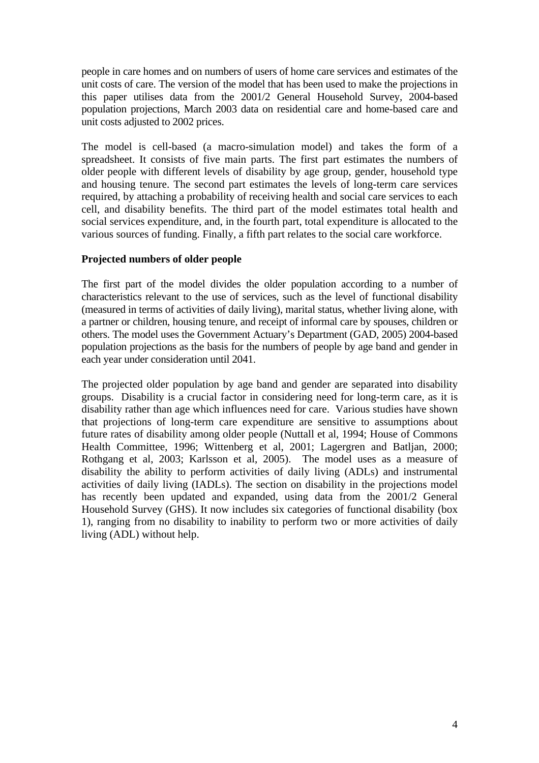people in care homes and on numbers of users of home care services and estimates of the unit costs of care. The version of the model that has been used to make the projections in this paper utilises data from the 2001/2 General Household Survey, 2004-based population projections, March 2003 data on residential care and home-based care and unit costs adjusted to 2002 prices.

The model is cell-based (a macro-simulation model) and takes the form of a spreadsheet. It consists of five main parts. The first part estimates the numbers of older people with different levels of disability by age group, gender, household type and housing tenure. The second part estimates the levels of long-term care services required, by attaching a probability of receiving health and social care services to each cell, and disability benefits. The third part of the model estimates total health and social services expenditure, and, in the fourth part, total expenditure is allocated to the various sources of funding. Finally, a fifth part relates to the social care workforce.

**Projected numbers of older people**

The first part of the model divides the older population according to a number of characteristics relevant to the use of services, such as the level of functional disability (measured in terms of activities of daily living), marital status, whether living alone, with a partner or children, housing tenure, and receipt of informal care by spouses, children or others. The model uses the Government Actuary's Department (GAD, 2005) 2004-based population projections as the basis for the numbers of people by age band and gender in each year under consideration until 2041.

The projected older population by age band and gender are separated into disability groups. Disability is a crucial factor in considering need for long-term care, as it is disability rather than age which influences need for care. Various studies have shown that projections of long-term care expenditure are sensitive to assumptions about future rates of disability among older people (Nuttall et al, 1994; House of Commons Health Committee, 1996; Wittenberg et al, 2001; Lagergren and Batljan, 2000; Rothgang et al, 2003; Karlsson et al, 2005). The model uses as a measure of disability the ability to perform activities of daily living (ADLs) and instrumental activities of daily living (IADLs). The section on disability in the projections model has recently been updated and expanded, using data from the 2001/2 General Household Survey (GHS). It now includes six categories of functional disability (box 1), ranging from no disability to inability to perform two or more activities of daily living (ADL) without help.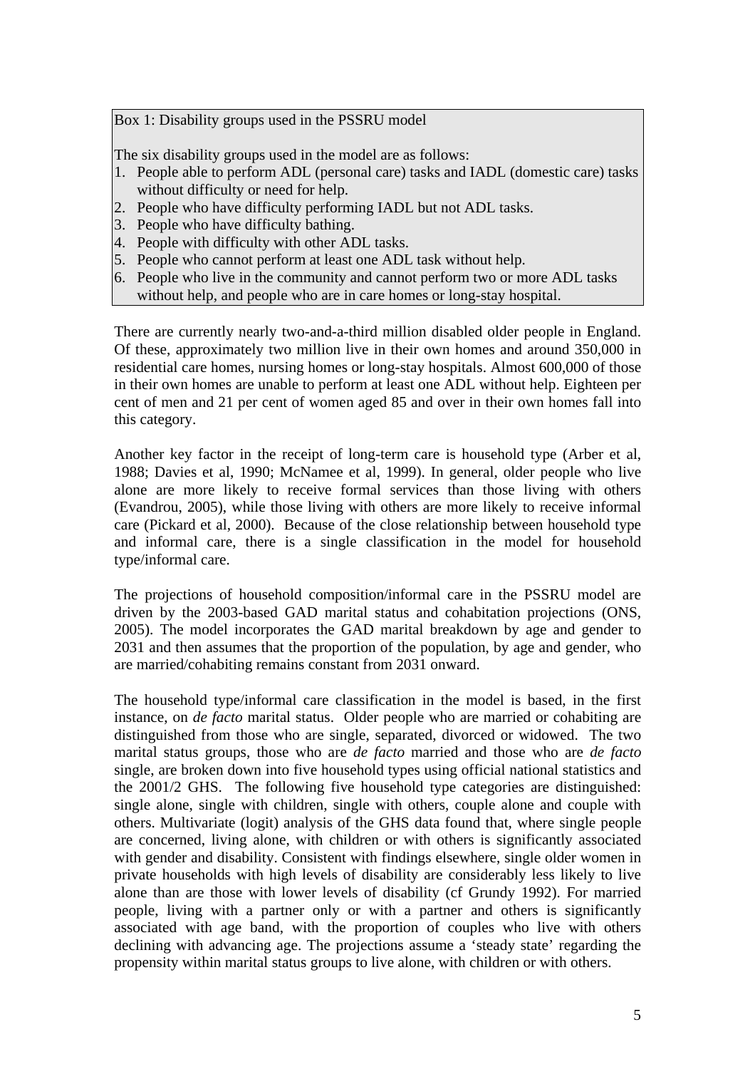Box 1: Disability groups used in the PSSRU model

The six disability groups used in the model are as follows:

1. People able to perform ADL (personal care) tasks and IADL (domestic care) tasks without difficulty or need for help.
2. People who have difficulty performing IADL but not ADL tasks.
3. People who have difficulty bathing.
4. People with difficulty with other ADL tasks.
5. People who cannot perform at least one ADL task without help.
6. People who live in the community and cannot perform two or more ADL tasks without help, and people who are in care homes or long-stay hospital.

There are currently nearly two-and-a-third million disabled older people in England. Of these, approximately two million live in their own homes and around 350,000 in residential care homes, nursing homes or long-stay hospitals. Almost 600,000 of those in their own homes are unable to perform at least one ADL without help. Eighteen per cent of men and 21 per cent of women aged 85 and over in their own homes fall into this category.

Another key factor in the receipt of long-term care is household type (Arber et al, 1988; Davies et al, 1990; McNamee et al, 1999). In general, older people who live alone are more likely to receive formal services than those living with others (Evandrou, 2005), while those living with others are more likely to receive informal care (Pickard et al, 2000). Because of the close relationship between household type and informal care, there is a single classification in the model for household type/informal care.

The projections of household composition/informal care in the PSSRU model are driven by the 2003-based GAD marital status and cohabitation projections (ONS, 2005). The model incorporates the GAD marital breakdown by age and gender to 2031 and then assumes that the proportion of the population, by age and gender, who are married/cohabiting remains constant from 2031 onward.

The household type/informal care classification in the model is based, in the first instance, on *de facto* marital status. Older people who are married or cohabiting are distinguished from those who are single, separated, divorced or widowed. The two marital status groups, those who are *de facto* married and those who are *de facto* single, are broken down into five household types using official national statistics and the 2001/2 GHS. The following five household type categories are distinguished: single alone, single with children, single with others, couple alone and couple with others. Multivariate (logit) analysis of the GHS data found that, where single people are concerned, living alone, with children or with others is significantly associated with gender and disability. Consistent with findings elsewhere, single older women in private households with high levels of disability are considerably less likely to live alone than are those with lower levels of disability (cf Grundy 1992). For married people, living with a partner only or with a partner and others is significantly associated with age band, with the proportion of couples who live with others declining with advancing age. The projections assume a 'steady state' regarding the propensity within marital status groups to live alone, with children or with others.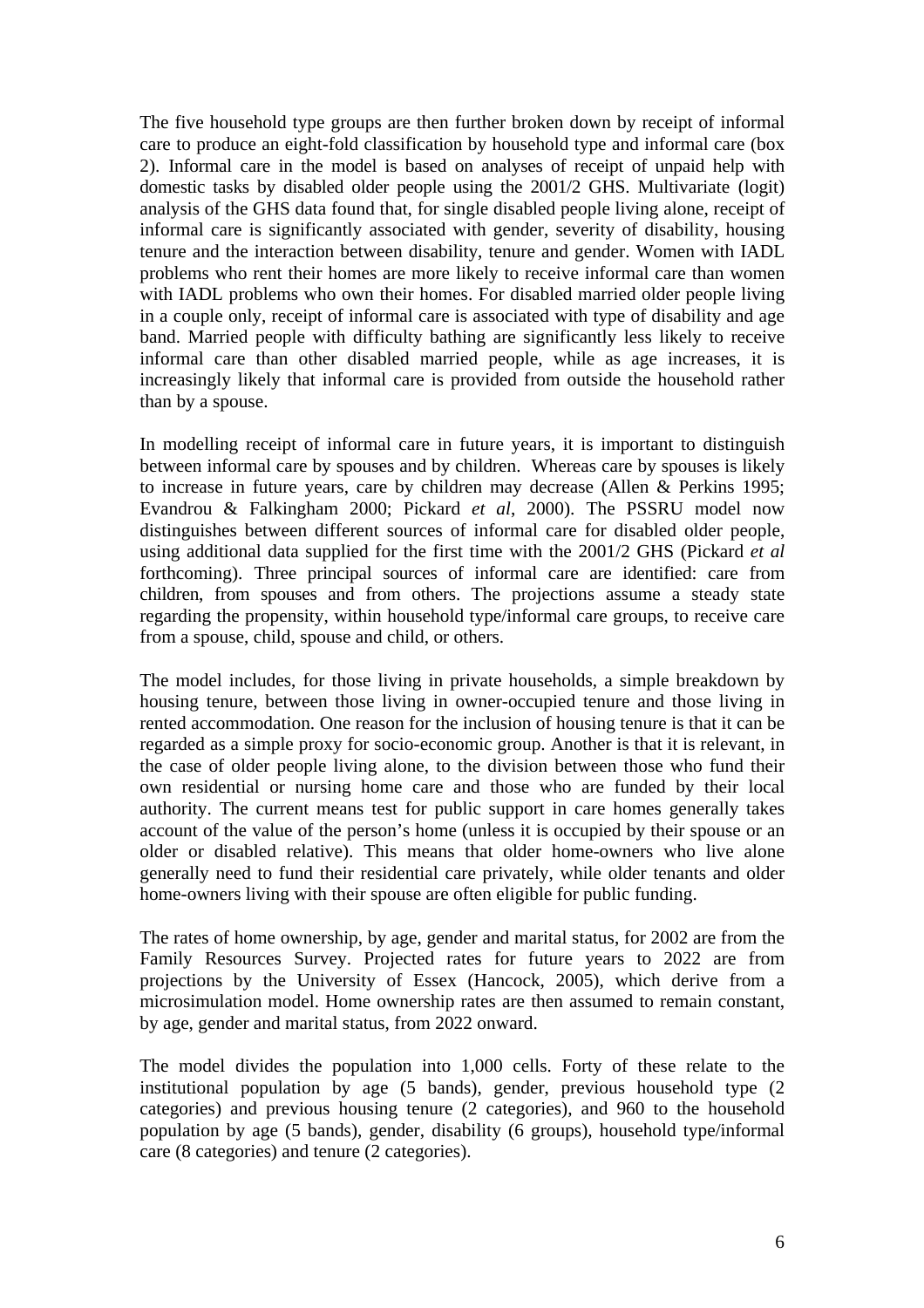The five household type groups are then further broken down by receipt of informal care to produce an eight-fold classification by household type and informal care (box 2). Informal care in the model is based on analyses of receipt of unpaid help with domestic tasks by disabled older people using the 2001/2 GHS. Multivariate (logit) analysis of the GHS data found that, for single disabled people living alone, receipt of informal care is significantly associated with gender, severity of disability, housing tenure and the interaction between disability, tenure and gender. Women with IADL problems who rent their homes are more likely to receive informal care than women with IADL problems who own their homes. For disabled married older people living in a couple only, receipt of informal care is associated with type of disability and age band. Married people with difficulty bathing are significantly less likely to receive informal care than other disabled married people, while as age increases, it is increasingly likely that informal care is provided from outside the household rather than by a spouse.

In modelling receipt of informal care in future years, it is important to distinguish between informal care by spouses and by children. Whereas care by spouses is likely to increase in future years, care by children may decrease (Allen & Perkins 1995; Evandrou & Falkingham 2000; Pickard *et al*, 2000). The PSSRU model now distinguishes between different sources of informal care for disabled older people, using additional data supplied for the first time with the 2001/2 GHS (Pickard *et al* forthcoming). Three principal sources of informal care are identified: care from children, from spouses and from others. The projections assume a steady state regarding the propensity, within household type/informal care groups, to receive care from a spouse, child, spouse and child, or others.

The model includes, for those living in private households, a simple breakdown by housing tenure, between those living in owner-occupied tenure and those living in rented accommodation. One reason for the inclusion of housing tenure is that it can be regarded as a simple proxy for socio-economic group. Another is that it is relevant, in the case of older people living alone, to the division between those who fund their own residential or nursing home care and those who are funded by their local authority. The current means test for public support in care homes generally takes account of the value of the person's home (unless it is occupied by their spouse or an older or disabled relative). This means that older home-owners who live alone generally need to fund their residential care privately, while older tenants and older home-owners living with their spouse are often eligible for public funding.

The rates of home ownership, by age, gender and marital status, for 2002 are from the Family Resources Survey. Projected rates for future years to 2022 are from projections by the University of Essex (Hancock, 2005), which derive from a microsimulation model. Home ownership rates are then assumed to remain constant, by age, gender and marital status, from 2022 onward.

The model divides the population into 1,000 cells. Forty of these relate to the institutional population by age (5 bands), gender, previous household type (2 categories) and previous housing tenure (2 categories), and 960 to the household population by age (5 bands), gender, disability (6 groups), household type/informal care (8 categories) and tenure (2 categories).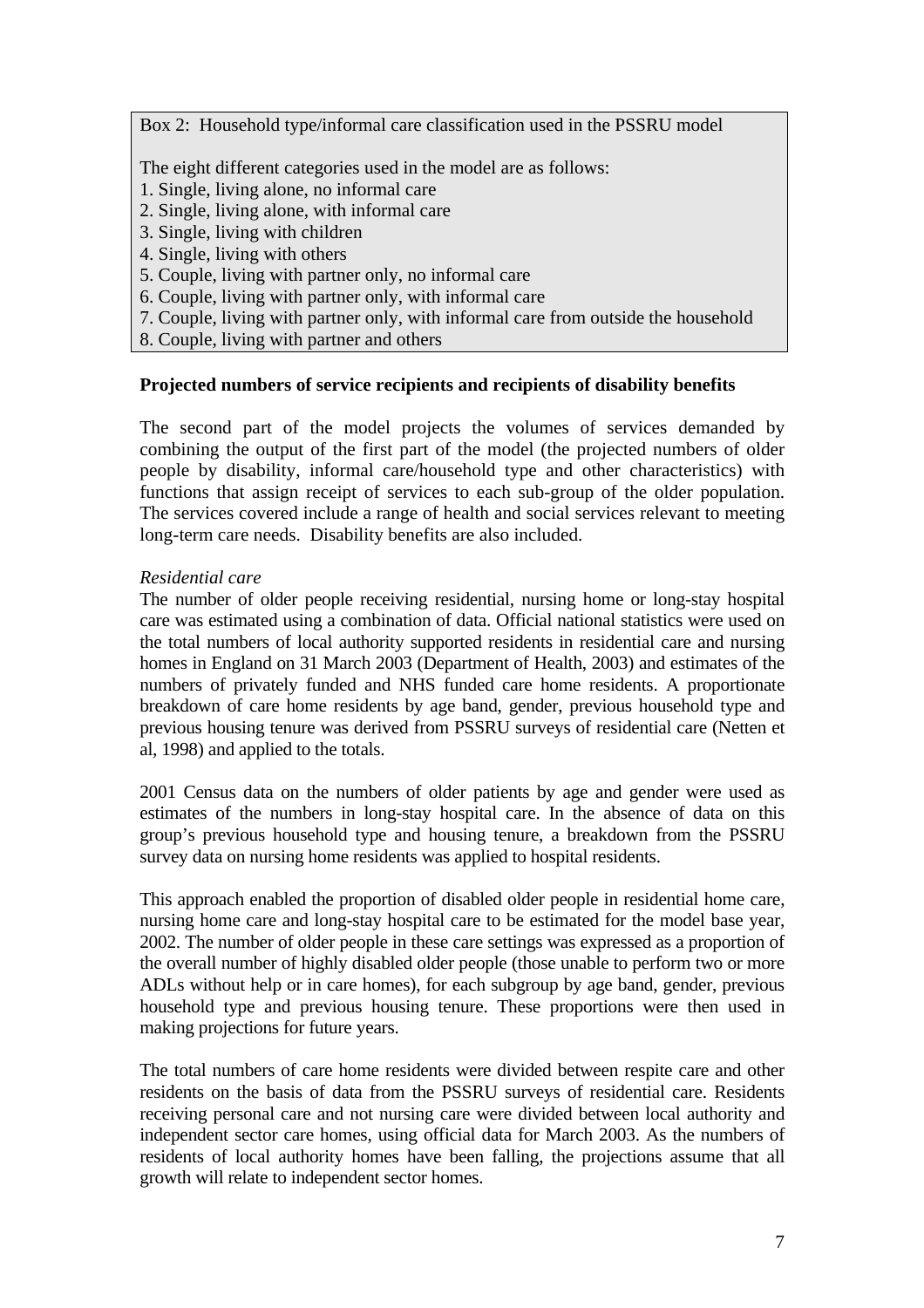Box 2: Household type/informal care classification used in the PSSRU model

The eight different categories used in the model are as follows:

1. Single, living alone, no informal care
2. Single, living alone, with informal care
3. Single, living with children
4. Single, living with others
5. Couple, living with partner only, no informal care
6. Couple, living with partner only, with informal care
7. Couple, living with partner only, with informal care from outside the household
8. Couple, living with partner and others

**Projected numbers of service recipients and recipients of disability benefits**

The second part of the model projects the volumes of services demanded by combining the output of the first part of the model (the projected numbers of older people by disability, informal care/household type and other characteristics) with functions that assign receipt of services to each sub-group of the older population. The services covered include a range of health and social services relevant to meeting long-term care needs. Disability benefits are also included.

*Residential care*

The number of older people receiving residential, nursing home or long-stay hospital care was estimated using a combination of data. Official national statistics were used on the total numbers of local authority supported residents in residential care and nursing homes in England on 31 March 2003 (Department of Health, 2003) and estimates of the numbers of privately funded and NHS funded care home residents. A proportionate breakdown of care home residents by age band, gender, previous household type and previous housing tenure was derived from PSSRU surveys of residential care (Netten et al, 1998) and applied to the totals.

2001 Census data on the numbers of older patients by age and gender were used as estimates of the numbers in long-stay hospital care. In the absence of data on this group's previous household type and housing tenure, a breakdown from the PSSRU survey data on nursing home residents was applied to hospital residents.

This approach enabled the proportion of disabled older people in residential home care, nursing home care and long-stay hospital care to be estimated for the model base year, 2002. The number of older people in these care settings was expressed as a proportion of the overall number of highly disabled older people (those unable to perform two or more ADLs without help or in care homes), for each subgroup by age band, gender, previous household type and previous housing tenure. These proportions were then used in making projections for future years.

The total numbers of care home residents were divided between respite care and other residents on the basis of data from the PSSRU surveys of residential care. Residents receiving personal care and not nursing care were divided between local authority and independent sector care homes, using official data for March 2003. As the numbers of residents of local authority homes have been falling, the projections assume that all growth will relate to independent sector homes.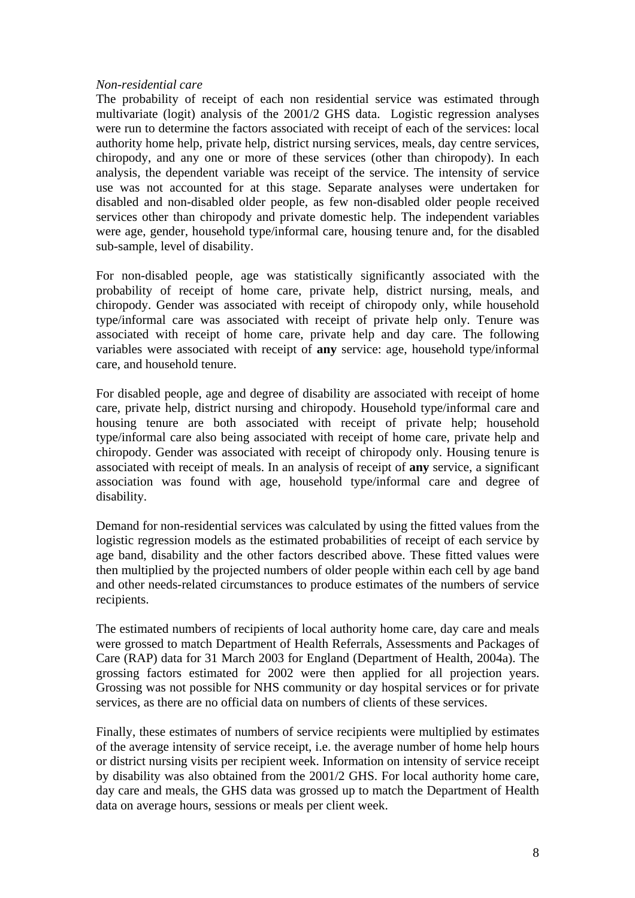*Non-residential care*

The probability of receipt of each non residential service was estimated through multivariate (logit) analysis of the 2001/2 GHS data. Logistic regression analyses were run to determine the factors associated with receipt of each of the services: local authority home help, private help, district nursing services, meals, day centre services, chiropody, and any one or more of these services (other than chiropody). In each analysis, the dependent variable was receipt of the service. The intensity of service use was not accounted for at this stage. Separate analyses were undertaken for disabled and non-disabled older people, as few non-disabled older people received services other than chiropody and private domestic help. The independent variables were age, gender, household type/informal care, housing tenure and, for the disabled sub-sample, level of disability.

For non-disabled people, age was statistically significantly associated with the probability of receipt of home care, private help, district nursing, meals, and chiropody. Gender was associated with receipt of chiropody only, while household type/informal care was associated with receipt of private help only. Tenure was associated with receipt of home care, private help and day care. The following variables were associated with receipt of **any** service: age, household type/informal care, and household tenure.

For disabled people, age and degree of disability are associated with receipt of home care, private help, district nursing and chiropody. Household type/informal care and housing tenure are both associated with receipt of private help; household type/informal care also being associated with receipt of home care, private help and chiropody. Gender was associated with receipt of chiropody only. Housing tenure is associated with receipt of meals. In an analysis of receipt of **any** service, a significant association was found with age, household type/informal care and degree of disability.

Demand for non-residential services was calculated by using the fitted values from the logistic regression models as the estimated probabilities of receipt of each service by age band, disability and the other factors described above. These fitted values were then multiplied by the projected numbers of older people within each cell by age band and other needs-related circumstances to produce estimates of the numbers of service recipients.

The estimated numbers of recipients of local authority home care, day care and meals were grossed to match Department of Health Referrals, Assessments and Packages of Care (RAP) data for 31 March 2003 for England (Department of Health, 2004a). The grossing factors estimated for 2002 were then applied for all projection years. Grossing was not possible for NHS community or day hospital services or for private services, as there are no official data on numbers of clients of these services.

Finally, these estimates of numbers of service recipients were multiplied by estimates of the average intensity of service receipt, i.e. the average number of home help hours or district nursing visits per recipient week. Information on intensity of service receipt by disability was also obtained from the 2001/2 GHS. For local authority home care, day care and meals, the GHS data was grossed up to match the Department of Health data on average hours, sessions or meals per client week.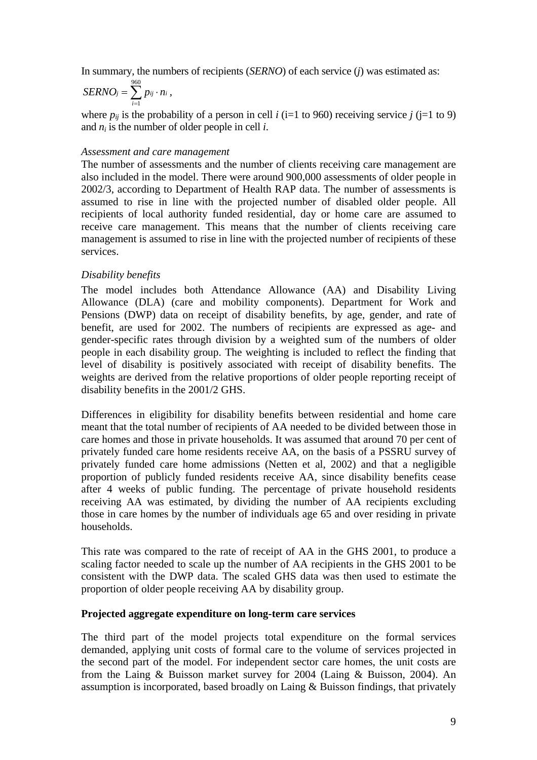In summary, the numbers of recipients (*SERNO*) of each service (*j*) was estimated as:

$$SERNO_j = \sum_{i=1}^{960} p_{ij} \cdot n_i \,,$$

where $p_{ij}$ is the probability of a person in cell *i* (i=1 to 960) receiving service *j* (j=1 to 9) and $n_i$ is the number of older people in cell *i*.

*Assessment and care management*

The number of assessments and the number of clients receiving care management are also included in the model. There were around 900,000 assessments of older people in 2002/3, according to Department of Health RAP data. The number of assessments is assumed to rise in line with the projected number of disabled older people. All recipients of local authority funded residential, day or home care are assumed to receive care management. This means that the number of clients receiving care management is assumed to rise in line with the projected number of recipients of these services.

*Disability benefits*

The model includes both Attendance Allowance (AA) and Disability Living Allowance (DLA) (care and mobility components). Department for Work and Pensions (DWP) data on receipt of disability benefits, by age, gender, and rate of benefit, are used for 2002. The numbers of recipients are expressed as age- and gender-specific rates through division by a weighted sum of the numbers of older people in each disability group. The weighting is included to reflect the finding that level of disability is positively associated with receipt of disability benefits. The weights are derived from the relative proportions of older people reporting receipt of disability benefits in the 2001/2 GHS.

Differences in eligibility for disability benefits between residential and home care meant that the total number of recipients of AA needed to be divided between those in care homes and those in private households. It was assumed that around 70 per cent of privately funded care home residents receive AA, on the basis of a PSSRU survey of privately funded care home admissions (Netten et al, 2002) and that a negligible proportion of publicly funded residents receive AA, since disability benefits cease after 4 weeks of public funding. The percentage of private household residents receiving AA was estimated, by dividing the number of AA recipients excluding those in care homes by the number of individuals age 65 and over residing in private households.

This rate was compared to the rate of receipt of AA in the GHS 2001, to produce a scaling factor needed to scale up the number of AA recipients in the GHS 2001 to be consistent with the DWP data. The scaled GHS data was then used to estimate the proportion of older people receiving AA by disability group.

**Projected aggregate expenditure on long-term care services**

The third part of the model projects total expenditure on the formal services demanded, applying unit costs of formal care to the volume of services projected in the second part of the model. For independent sector care homes, the unit costs are from the Laing & Buisson market survey for 2004 (Laing & Buisson, 2004). An assumption is incorporated, based broadly on Laing & Buisson findings, that privately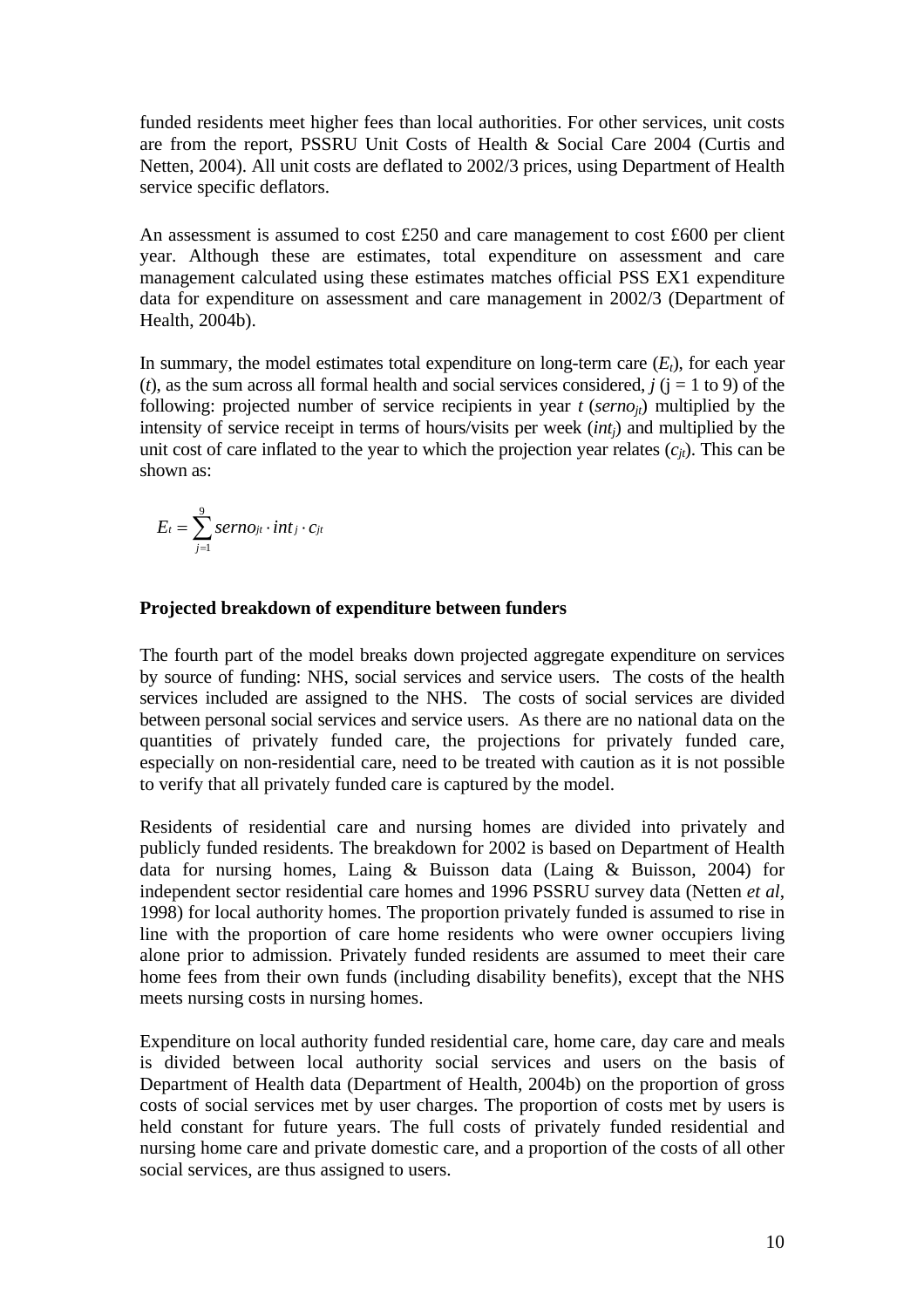funded residents meet higher fees than local authorities. For other services, unit costs are from the report, PSSRU Unit Costs of Health & Social Care 2004 (Curtis and Netten, 2004). All unit costs are deflated to 2002/3 prices, using Department of Health service specific deflators.

An assessment is assumed to cost £250 and care management to cost £600 per client year. Although these are estimates, total expenditure on assessment and care management calculated using these estimates matches official PSS EX1 expenditure data for expenditure on assessment and care management in 2002/3 (Department of Health, 2004b).

In summary, the model estimates total expenditure on long-term care ($E_t$), for each year ($t$), as the sum across all formal health and social services considered, $j$ (j = 1 to 9) of the following: projected number of service recipients in year $t$ ($serno_{jt}$) multiplied by the intensity of service receipt in terms of hours/visits per week ($int_j$) and multiplied by the unit cost of care inflated to the year to which the projection year relates ($c_{jt}$). This can be shown as:

$$E_t = \sum_{j=1}^{9} serno_{jt} \cdot int_j \cdot c_{jt}$$

**Projected breakdown of expenditure between funders**

The fourth part of the model breaks down projected aggregate expenditure on services by source of funding: NHS, social services and service users. The costs of the health services included are assigned to the NHS. The costs of social services are divided between personal social services and service users. As there are no national data on the quantities of privately funded care, the projections for privately funded care, especially on non-residential care, need to be treated with caution as it is not possible to verify that all privately funded care is captured by the model.

Residents of residential care and nursing homes are divided into privately and publicly funded residents. The breakdown for 2002 is based on Department of Health data for nursing homes, Laing & Buisson data (Laing & Buisson, 2004) for independent sector residential care homes and 1996 PSSRU survey data (Netten *et al*, 1998) for local authority homes. The proportion privately funded is assumed to rise in line with the proportion of care home residents who were owner occupiers living alone prior to admission. Privately funded residents are assumed to meet their care home fees from their own funds (including disability benefits), except that the NHS meets nursing costs in nursing homes.

Expenditure on local authority funded residential care, home care, day care and meals is divided between local authority social services and users on the basis of Department of Health data (Department of Health, 2004b) on the proportion of gross costs of social services met by user charges. The proportion of costs met by users is held constant for future years. The full costs of privately funded residential and nursing home care and private domestic care, and a proportion of the costs of all other social services, are thus assigned to users.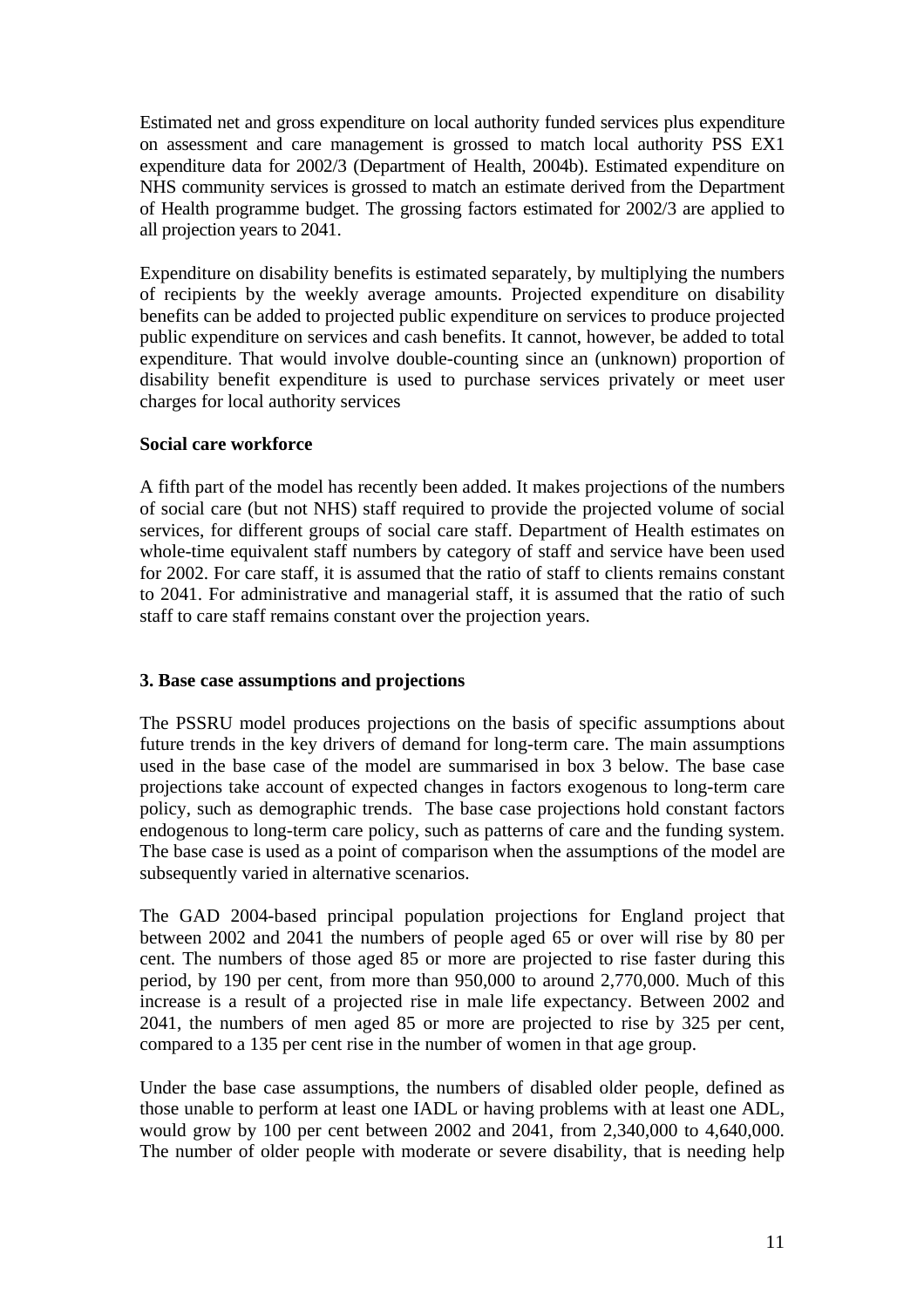Estimated net and gross expenditure on local authority funded services plus expenditure on assessment and care management is grossed to match local authority PSS EX1 expenditure data for 2002/3 (Department of Health, 2004b). Estimated expenditure on NHS community services is grossed to match an estimate derived from the Department of Health programme budget. The grossing factors estimated for 2002/3 are applied to all projection years to 2041.

Expenditure on disability benefits is estimated separately, by multiplying the numbers of recipients by the weekly average amounts. Projected expenditure on disability benefits can be added to projected public expenditure on services to produce projected public expenditure on services and cash benefits. It cannot, however, be added to total expenditure. That would involve double-counting since an (unknown) proportion of disability benefit expenditure is used to purchase services privately or meet user charges for local authority services

**Social care workforce**

A fifth part of the model has recently been added. It makes projections of the numbers of social care (but not NHS) staff required to provide the projected volume of social services, for different groups of social care staff. Department of Health estimates on whole-time equivalent staff numbers by category of staff and service have been used for 2002. For care staff, it is assumed that the ratio of staff to clients remains constant to 2041. For administrative and managerial staff, it is assumed that the ratio of such staff to care staff remains constant over the projection years.

## 3. Base case assumptions and projections

The PSSRU model produces projections on the basis of specific assumptions about future trends in the key drivers of demand for long-term care. The main assumptions used in the base case of the model are summarised in box 3 below. The base case projections take account of expected changes in factors exogenous to long-term care policy, such as demographic trends. The base case projections hold constant factors endogenous to long-term care policy, such as patterns of care and the funding system. The base case is used as a point of comparison when the assumptions of the model are subsequently varied in alternative scenarios.

The GAD 2004-based principal population projections for England project that between 2002 and 2041 the numbers of people aged 65 or over will rise by 80 per cent. The numbers of those aged 85 or more are projected to rise faster during this period, by 190 per cent, from more than 950,000 to around 2,770,000. Much of this increase is a result of a projected rise in male life expectancy. Between 2002 and 2041, the numbers of men aged 85 or more are projected to rise by 325 per cent, compared to a 135 per cent rise in the number of women in that age group.

Under the base case assumptions, the numbers of disabled older people, defined as those unable to perform at least one IADL or having problems with at least one ADL, would grow by 100 per cent between 2002 and 2041, from 2,340,000 to 4,640,000. The number of older people with moderate or severe disability, that is needing help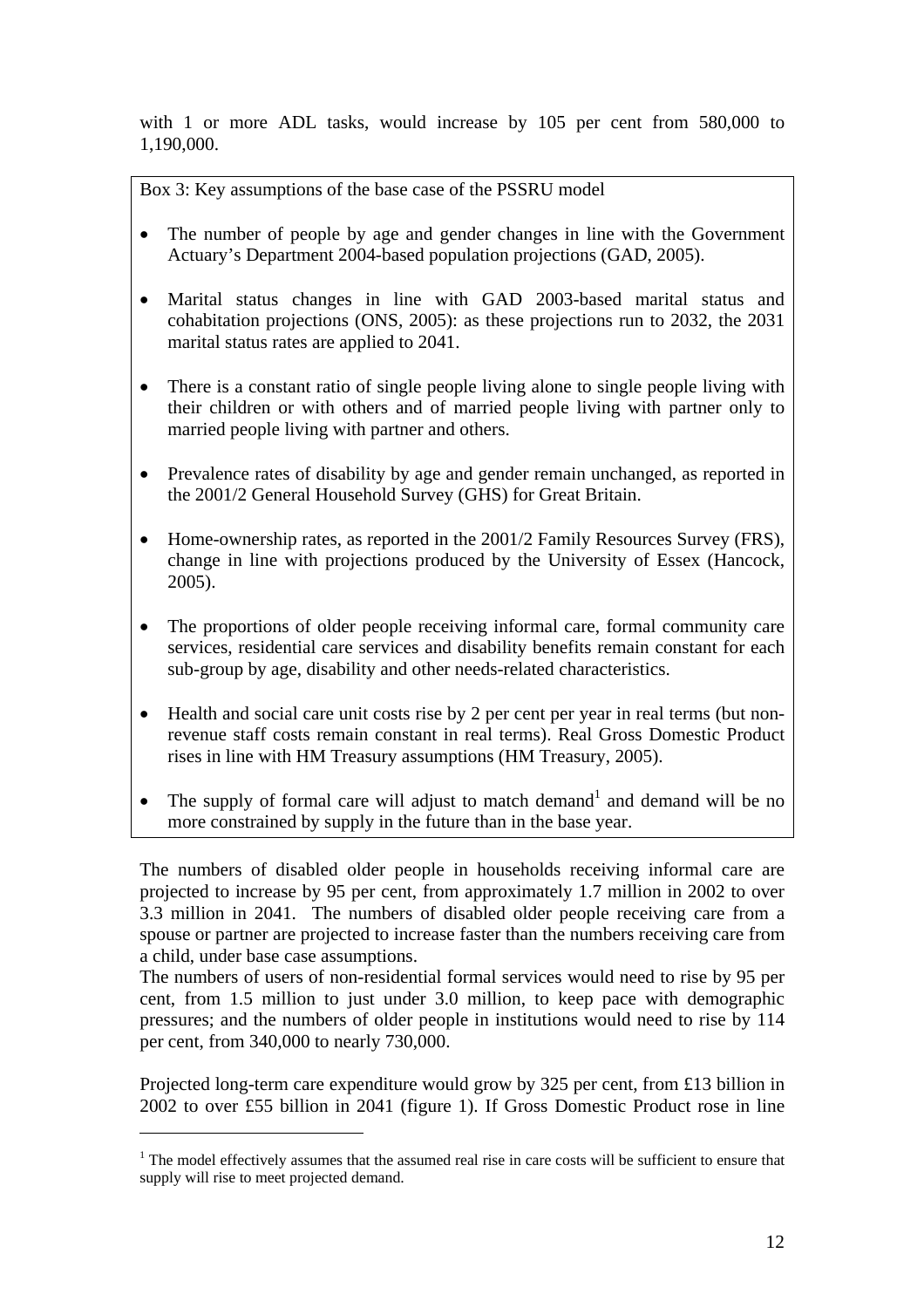with 1 or more ADL tasks, would increase by 105 per cent from 580,000 to 1,190,000.

> Box 3: Key assumptions of the base case of the PSSRU model
>
> - The number of people by age and gender changes in line with the Government Actuary's Department 2004-based population projections (GAD, 2005).
> - Marital status changes in line with GAD 2003-based marital status and cohabitation projections (ONS, 2005): as these projections run to 2032, the 2031 marital status rates are applied to 2041.
> - There is a constant ratio of single people living alone to single people living with their children or with others and of married people living with partner only to married people living with partner and others.
> - Prevalence rates of disability by age and gender remain unchanged, as reported in the 2001/2 General Household Survey (GHS) for Great Britain.
> - Home-ownership rates, as reported in the 2001/2 Family Resources Survey (FRS), change in line with projections produced by the University of Essex (Hancock, 2005).
> - The proportions of older people receiving informal care, formal community care services, residential care services and disability benefits remain constant for each sub-group by age, disability and other needs-related characteristics.
> - Health and social care unit costs rise by 2 per cent per year in real terms (but non-revenue staff costs remain constant in real terms). Real Gross Domestic Product rises in line with HM Treasury assumptions (HM Treasury, 2005).
> - The supply of formal care will adjust to match demand[1] and demand will be no more constrained by supply in the future than in the base year.

The numbers of disabled older people in households receiving informal care are projected to increase by 95 per cent, from approximately 1.7 million in 2002 to over 3.3 million in 2041. The numbers of disabled older people receiving care from a spouse or partner are projected to increase faster than the numbers receiving care from a child, under base case assumptions.

The numbers of users of non-residential formal services would need to rise by 95 per cent, from 1.5 million to just under 3.0 million, to keep pace with demographic pressures; and the numbers of older people in institutions would need to rise by 114 per cent, from 340,000 to nearly 730,000.

Projected long-term care expenditure would grow by 325 per cent, from £13 billion in 2002 to over £55 billion in 2041 (figure 1). If Gross Domestic Product rose in line

[1] The model effectively assumes that the assumed real rise in care costs will be sufficient to ensure that supply will rise to meet projected demand.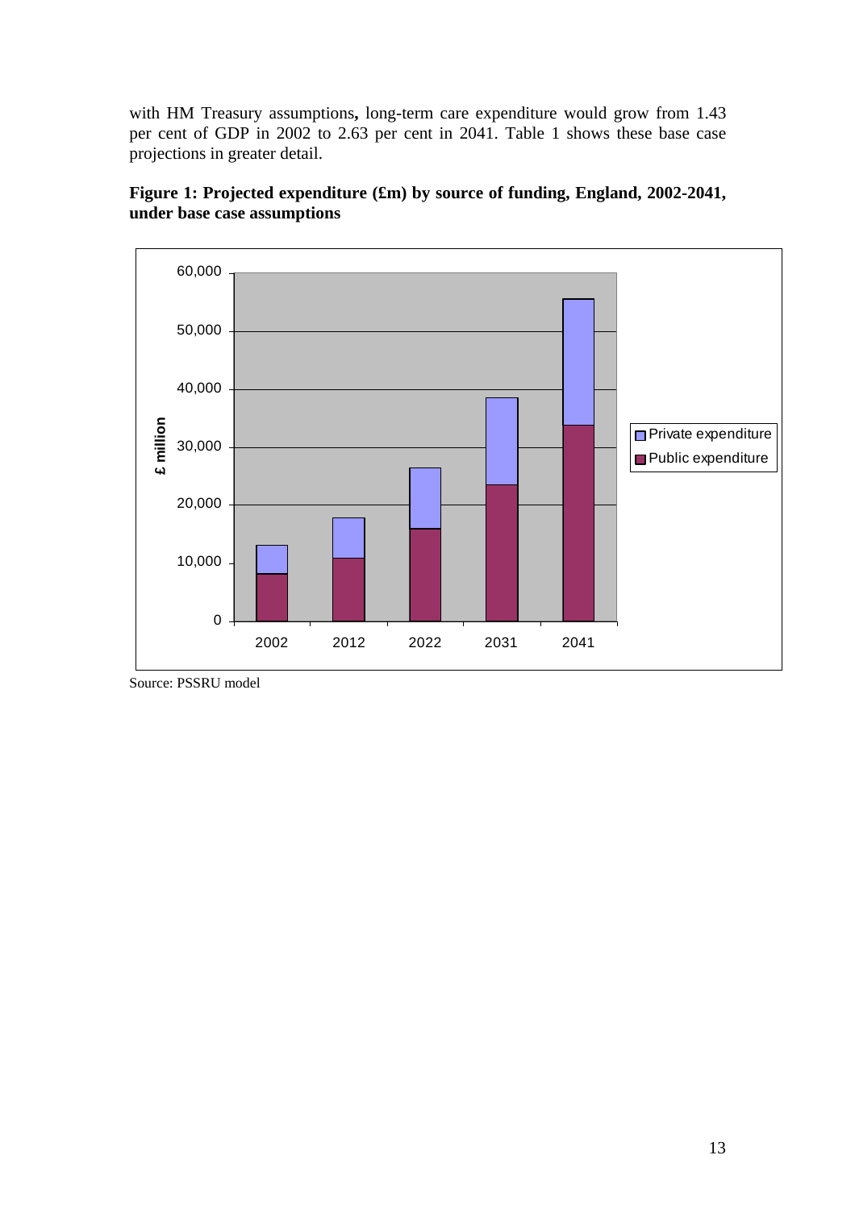with HM Treasury assumptions**,** long-term care expenditure would grow from 1.43 per cent of GDP in 2002 to 2.63 per cent in 2041. Table 1 shows these base case projections in greater detail.

**Figure 1: Projected expenditure (£m) by source of funding, England, 2002-2041, under base case assumptions**

Source: PSSRU model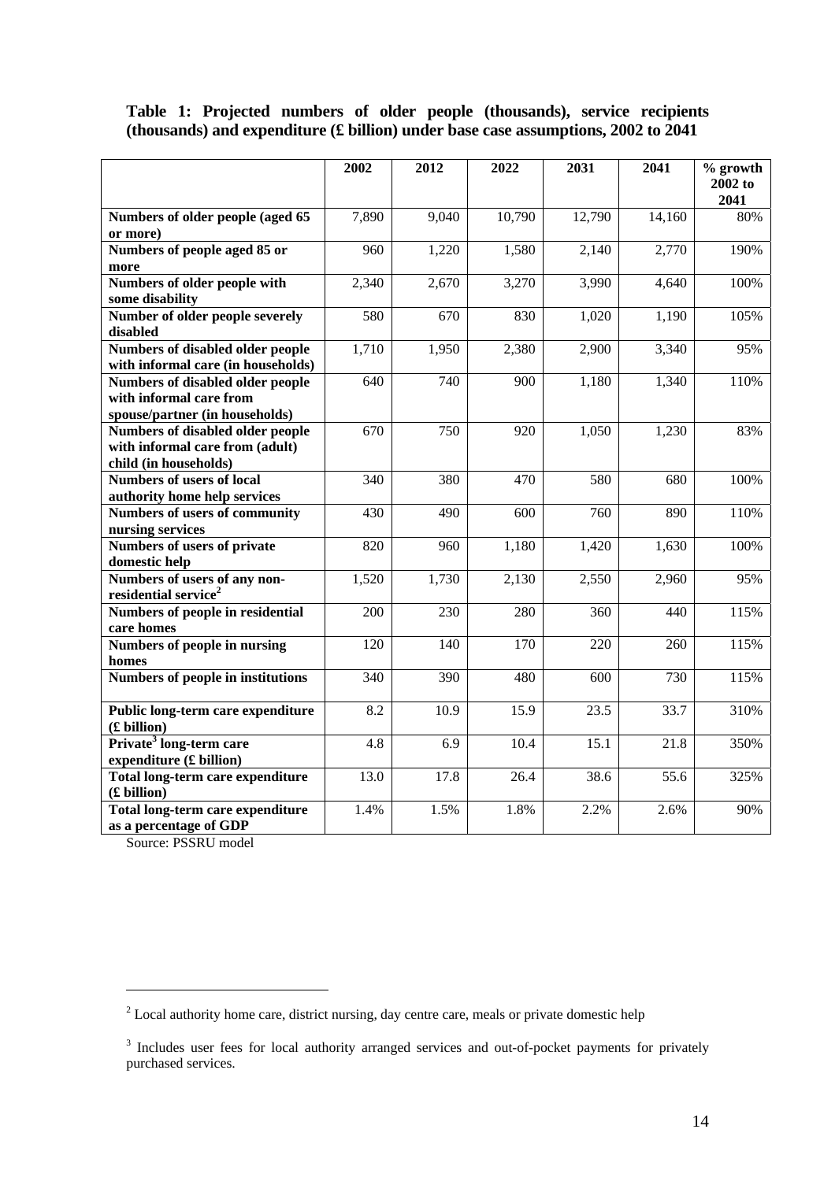**Table 1: Projected numbers of older people (thousands), service recipients (thousands) and expenditure (£ billion) under base case assumptions, 2002 to 2041**

| | 2002 | 2012 | 2022 | 2031 | 2041 | % growth 2002 to 2041 |
|---|---|---|---|---|---|---|
| **Numbers of older people (aged 65 or more)** | 7,890 | 9,040 | 10,790 | 12,790 | 14,160 | 80% |
| **Numbers of people aged 85 or more** | 960 | 1,220 | 1,580 | 2,140 | 2,770 | 190% |
| **Numbers of older people with some disability** | 2,340 | 2,670 | 3,270 | 3,990 | 4,640 | 100% |
| **Number of older people severely disabled** | 580 | 670 | 830 | 1,020 | 1,190 | 105% |
| **Numbers of disabled older people with informal care (in households)** | 1,710 | 1,950 | 2,380 | 2,900 | 3,340 | 95% |
| **Numbers of disabled older people with informal care from spouse/partner (in households)** | 640 | 740 | 900 | 1,180 | 1,340 | 110% |
| **Numbers of disabled older people with informal care from (adult) child (in households)** | 670 | 750 | 920 | 1,050 | 1,230 | 83% |
| **Numbers of users of local authority home help services** | 340 | 380 | 470 | 580 | 680 | 100% |
| **Numbers of users of community nursing services** | 430 | 490 | 600 | 760 | 890 | 110% |
| **Numbers of users of private domestic help** | 820 | 960 | 1,180 | 1,420 | 1,630 | 100% |
| **Numbers of users of any non-residential service[2]** | 1,520 | 1,730 | 2,130 | 2,550 | 2,960 | 95% |
| **Numbers of people in residential care homes** | 200 | 230 | 280 | 360 | 440 | 115% |
| **Numbers of people in nursing homes** | 120 | 140 | 170 | 220 | 260 | 115% |
| **Numbers of people in institutions** | 340 | 390 | 480 | 600 | 730 | 115% |
| **Public long-term care expenditure (£ billion)** | 8.2 | 10.9 | 15.9 | 23.5 | 33.7 | 310% |
| **Private[3] long-term care expenditure (£ billion)** | 4.8 | 6.9 | 10.4 | 15.1 | 21.8 | 350% |
| **Total long-term care expenditure (£ billion)** | 13.0 | 17.8 | 26.4 | 38.6 | 55.6 | 325% |
| **Total long-term care expenditure as a percentage of GDP** | 1.4% | 1.5% | 1.8% | 2.2% | 2.6% | 90% |

Source: PSSRU model

[2] Local authority home care, district nursing, day centre care, meals or private domestic help

[3] Includes user fees for local authority arranged services and out-of-pocket payments for privately purchased services.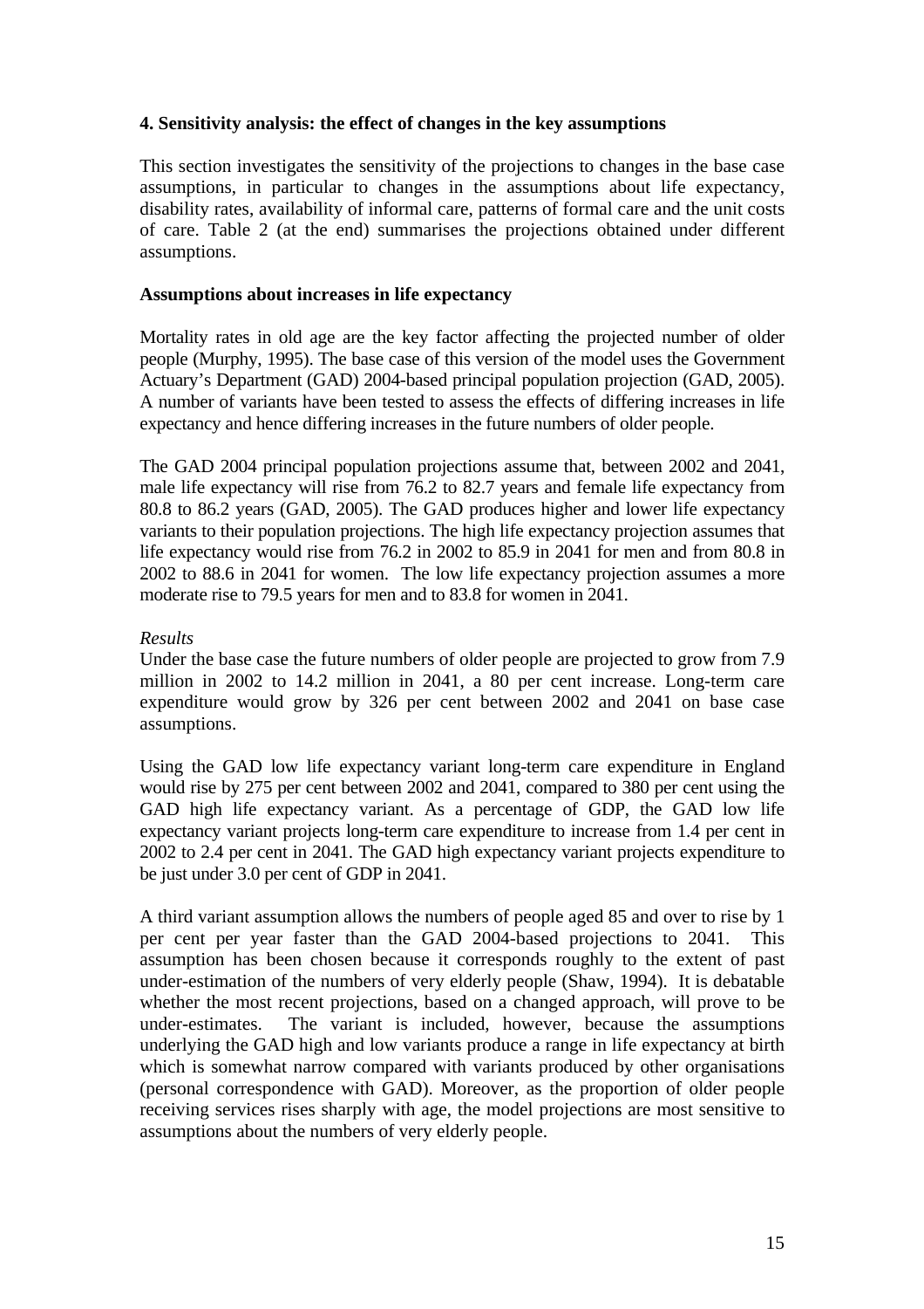### 4. Sensitivity analysis: the effect of changes in the key assumptions

This section investigates the sensitivity of the projections to changes in the base case assumptions, in particular to changes in the assumptions about life expectancy, disability rates, availability of informal care, patterns of formal care and the unit costs of care. Table 2 (at the end) summarises the projections obtained under different assumptions.

#### Assumptions about increases in life expectancy

Mortality rates in old age are the key factor affecting the projected number of older people (Murphy, 1995). The base case of this version of the model uses the Government Actuary's Department (GAD) 2004-based principal population projection (GAD, 2005). A number of variants have been tested to assess the effects of differing increases in life expectancy and hence differing increases in the future numbers of older people.

The GAD 2004 principal population projections assume that, between 2002 and 2041, male life expectancy will rise from 76.2 to 82.7 years and female life expectancy from 80.8 to 86.2 years (GAD, 2005). The GAD produces higher and lower life expectancy variants to their population projections. The high life expectancy projection assumes that life expectancy would rise from 76.2 in 2002 to 85.9 in 2041 for men and from 80.8 in 2002 to 88.6 in 2041 for women. The low life expectancy projection assumes a more moderate rise to 79.5 years for men and to 83.8 for women in 2041.

*Results*

Under the base case the future numbers of older people are projected to grow from 7.9 million in 2002 to 14.2 million in 2041, a 80 per cent increase. Long-term care expenditure would grow by 326 per cent between 2002 and 2041 on base case assumptions.

Using the GAD low life expectancy variant long-term care expenditure in England would rise by 275 per cent between 2002 and 2041, compared to 380 per cent using the GAD high life expectancy variant. As a percentage of GDP, the GAD low life expectancy variant projects long-term care expenditure to increase from 1.4 per cent in 2002 to 2.4 per cent in 2041. The GAD high expectancy variant projects expenditure to be just under 3.0 per cent of GDP in 2041.

A third variant assumption allows the numbers of people aged 85 and over to rise by 1 per cent per year faster than the GAD 2004-based projections to 2041. This assumption has been chosen because it corresponds roughly to the extent of past under-estimation of the numbers of very elderly people (Shaw, 1994). It is debatable whether the most recent projections, based on a changed approach, will prove to be under-estimates. The variant is included, however, because the assumptions underlying the GAD high and low variants produce a range in life expectancy at birth which is somewhat narrow compared with variants produced by other organisations (personal correspondence with GAD). Moreover, as the proportion of older people receiving services rises sharply with age, the model projections are most sensitive to assumptions about the numbers of very elderly people.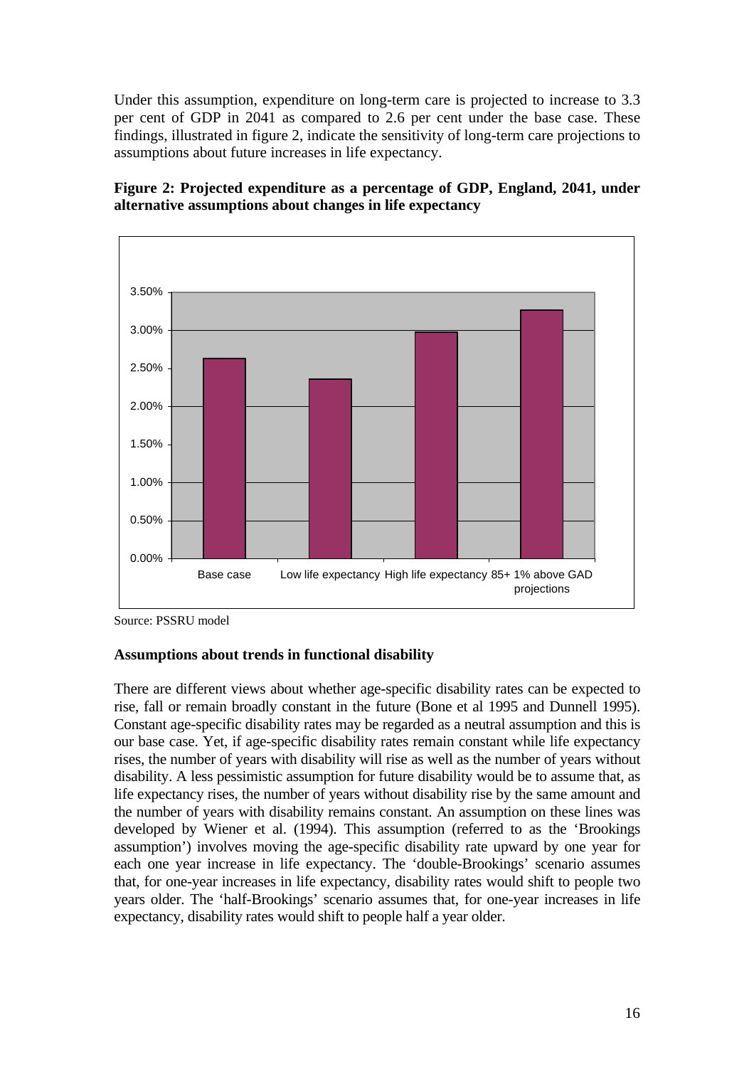Under this assumption, expenditure on long-term care is projected to increase to 3.3 per cent of GDP in 2041 as compared to 2.6 per cent under the base case. These findings, illustrated in figure 2, indicate the sensitivity of long-term care projections to assumptions about future increases in life expectancy.

**Figure 2: Projected expenditure as a percentage of GDP, England, 2041, under alternative assumptions about changes in life expectancy**

Source: PSSRU model

**Assumptions about trends in functional disability**

There are different views about whether age-specific disability rates can be expected to rise, fall or remain broadly constant in the future (Bone et al 1995 and Dunnell 1995). Constant age-specific disability rates may be regarded as a neutral assumption and this is our base case. Yet, if age-specific disability rates remain constant while life expectancy rises, the number of years with disability will rise as well as the number of years without disability. A less pessimistic assumption for future disability would be to assume that, as life expectancy rises, the number of years without disability rise by the same amount and the number of years with disability remains constant. An assumption on these lines was developed by Wiener et al. (1994). This assumption (referred to as the 'Brookings assumption') involves moving the age-specific disability rate upward by one year for each one year increase in life expectancy. The 'double-Brookings' scenario assumes that, for one-year increases in life expectancy, disability rates would shift to people two years older. The 'half-Brookings' scenario assumes that, for one-year increases in life expectancy, disability rates would shift to people half a year older.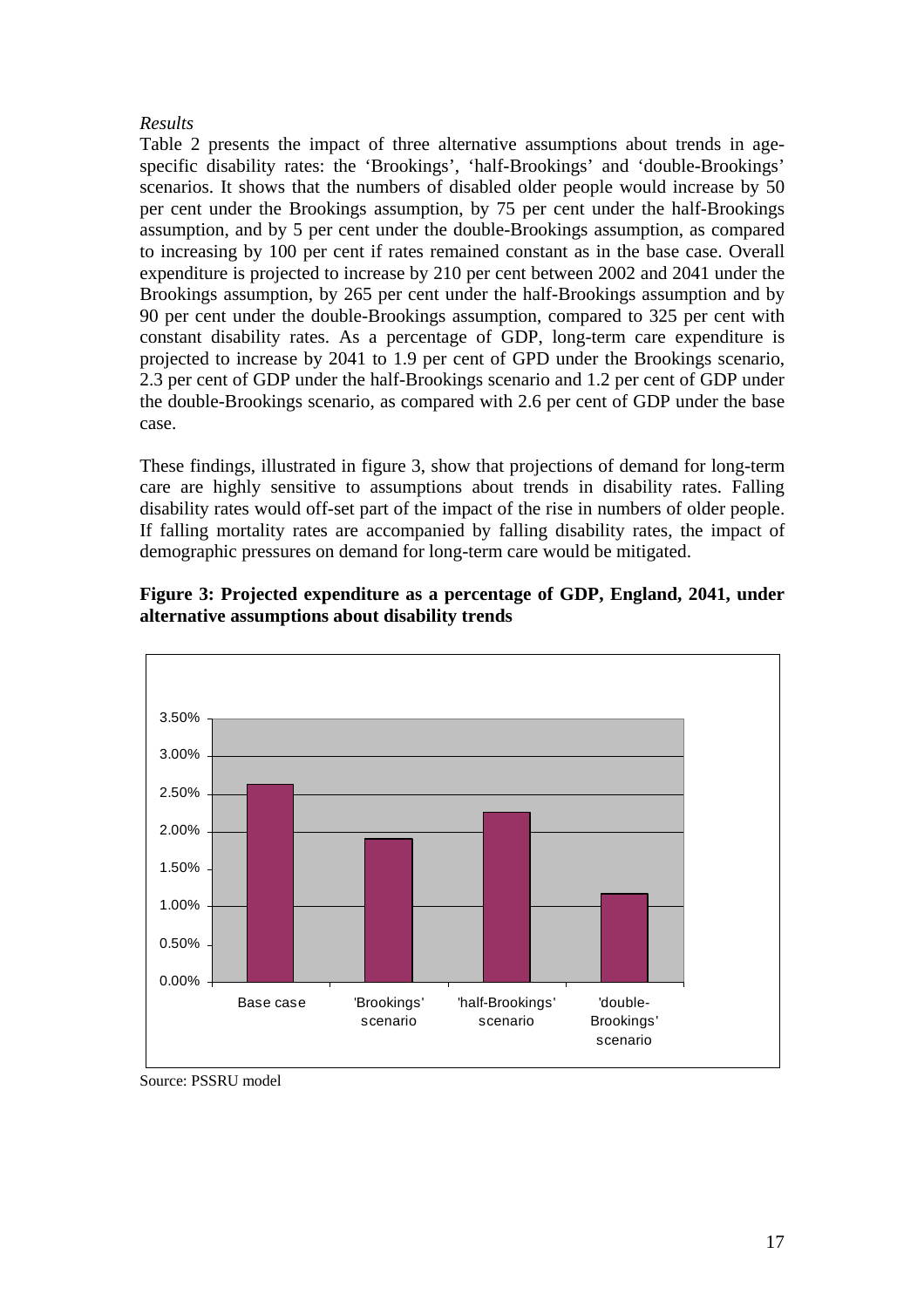*Results*

Table 2 presents the impact of three alternative assumptions about trends in age-specific disability rates: the 'Brookings', 'half-Brookings' and 'double-Brookings' scenarios. It shows that the numbers of disabled older people would increase by 50 per cent under the Brookings assumption, by 75 per cent under the half-Brookings assumption, and by 5 per cent under the double-Brookings assumption, as compared to increasing by 100 per cent if rates remained constant as in the base case. Overall expenditure is projected to increase by 210 per cent between 2002 and 2041 under the Brookings assumption, by 265 per cent under the half-Brookings assumption and by 90 per cent under the double-Brookings assumption, compared to 325 per cent with constant disability rates. As a percentage of GDP, long-term care expenditure is projected to increase by 2041 to 1.9 per cent of GPD under the Brookings scenario, 2.3 per cent of GDP under the half-Brookings scenario and 1.2 per cent of GDP under the double-Brookings scenario, as compared with 2.6 per cent of GDP under the base case.

These findings, illustrated in figure 3, show that projections of demand for long-term care are highly sensitive to assumptions about trends in disability rates. Falling disability rates would off-set part of the impact of the rise in numbers of older people. If falling mortality rates are accompanied by falling disability rates, the impact of demographic pressures on demand for long-term care would be mitigated.

**Figure 3: Projected expenditure as a percentage of GDP, England, 2041, under alternative assumptions about disability trends**

| Scenario | % of GDP |
|---|---|
| Base case | ~2.6% |
| 'Brookings' scenario | ~1.9% |
| 'half-Brookings' scenario | ~2.25% |
| 'double-Brookings' scenario | ~1.15% |

Source: PSSRU model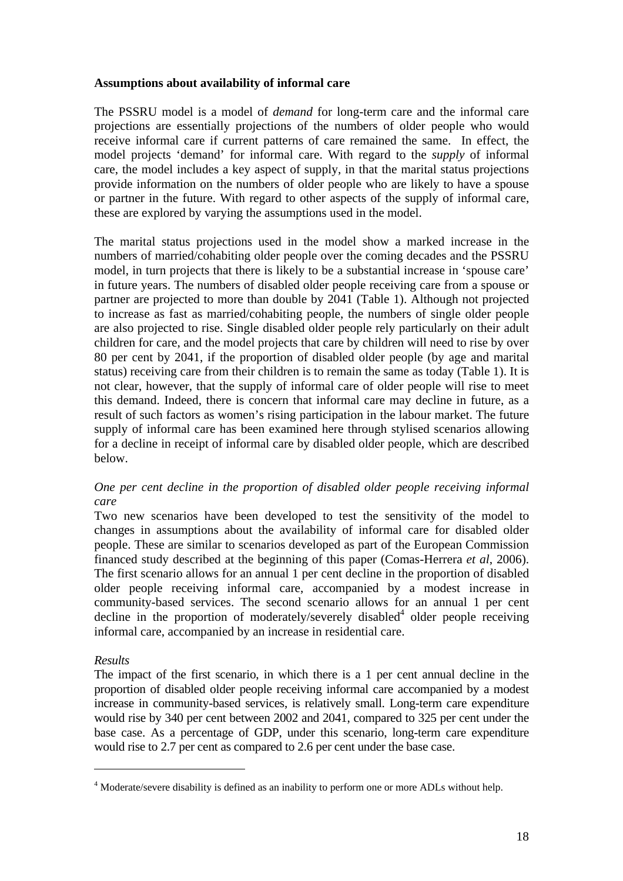**Assumptions about availability of informal care**

The PSSRU model is a model of *demand* for long-term care and the informal care projections are essentially projections of the numbers of older people who would receive informal care if current patterns of care remained the same. In effect, the model projects 'demand' for informal care. With regard to the *supply* of informal care, the model includes a key aspect of supply, in that the marital status projections provide information on the numbers of older people who are likely to have a spouse or partner in the future. With regard to other aspects of the supply of informal care, these are explored by varying the assumptions used in the model.

The marital status projections used in the model show a marked increase in the numbers of married/cohabiting older people over the coming decades and the PSSRU model, in turn projects that there is likely to be a substantial increase in 'spouse care' in future years. The numbers of disabled older people receiving care from a spouse or partner are projected to more than double by 2041 (Table 1). Although not projected to increase as fast as married/cohabiting people, the numbers of single older people are also projected to rise. Single disabled older people rely particularly on their adult children for care, and the model projects that care by children will need to rise by over 80 per cent by 2041, if the proportion of disabled older people (by age and marital status) receiving care from their children is to remain the same as today (Table 1). It is not clear, however, that the supply of informal care of older people will rise to meet this demand. Indeed, there is concern that informal care may decline in future, as a result of such factors as women's rising participation in the labour market. The future supply of informal care has been examined here through stylised scenarios allowing for a decline in receipt of informal care by disabled older people, which are described below.

*One per cent decline in the proportion of disabled older people receiving informal care*

Two new scenarios have been developed to test the sensitivity of the model to changes in assumptions about the availability of informal care for disabled older people. These are similar to scenarios developed as part of the European Commission financed study described at the beginning of this paper (Comas-Herrera *et al*, 2006). The first scenario allows for an annual 1 per cent decline in the proportion of disabled older people receiving informal care, accompanied by a modest increase in community-based services. The second scenario allows for an annual 1 per cent decline in the proportion of moderately/severely disabled[4] older people receiving informal care, accompanied by an increase in residential care.

*Results*

The impact of the first scenario, in which there is a 1 per cent annual decline in the proportion of disabled older people receiving informal care accompanied by a modest increase in community-based services, is relatively small. Long-term care expenditure would rise by 340 per cent between 2002 and 2041, compared to 325 per cent under the base case. As a percentage of GDP, under this scenario, long-term care expenditure would rise to 2.7 per cent as compared to 2.6 per cent under the base case.

[4] Moderate/severe disability is defined as an inability to perform one or more ADLs without help.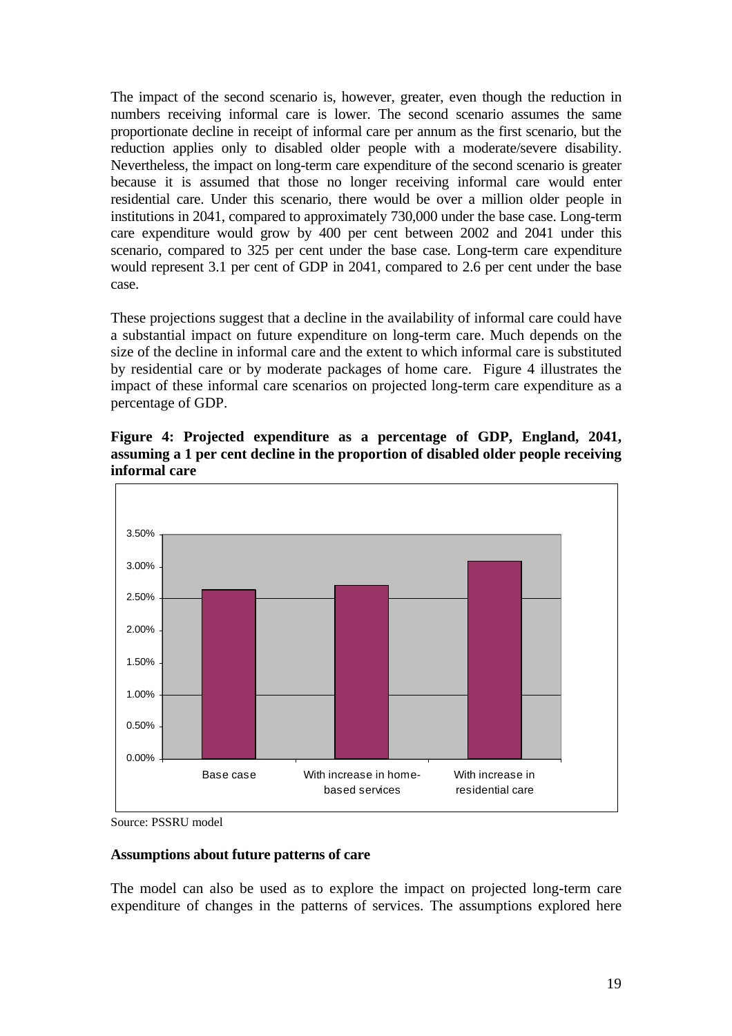The impact of the second scenario is, however, greater, even though the reduction in numbers receiving informal care is lower. The second scenario assumes the same proportionate decline in receipt of informal care per annum as the first scenario, but the reduction applies only to disabled older people with a moderate/severe disability. Nevertheless, the impact on long-term care expenditure of the second scenario is greater because it is assumed that those no longer receiving informal care would enter residential care. Under this scenario, there would be over a million older people in institutions in 2041, compared to approximately 730,000 under the base case. Long-term care expenditure would grow by 400 per cent between 2002 and 2041 under this scenario, compared to 325 per cent under the base case. Long-term care expenditure would represent 3.1 per cent of GDP in 2041, compared to 2.6 per cent under the base case.

These projections suggest that a decline in the availability of informal care could have a substantial impact on future expenditure on long-term care. Much depends on the size of the decline in informal care and the extent to which informal care is substituted by residential care or by moderate packages of home care. Figure 4 illustrates the impact of these informal care scenarios on projected long-term care expenditure as a percentage of GDP.

**Figure 4: Projected expenditure as a percentage of GDP, England, 2041, assuming a 1 per cent decline in the proportion of disabled older people receiving informal care**

Source: PSSRU model

**Assumptions about future patterns of care**

The model can also be used as to explore the impact on projected long-term care expenditure of changes in the patterns of services. The assumptions explored here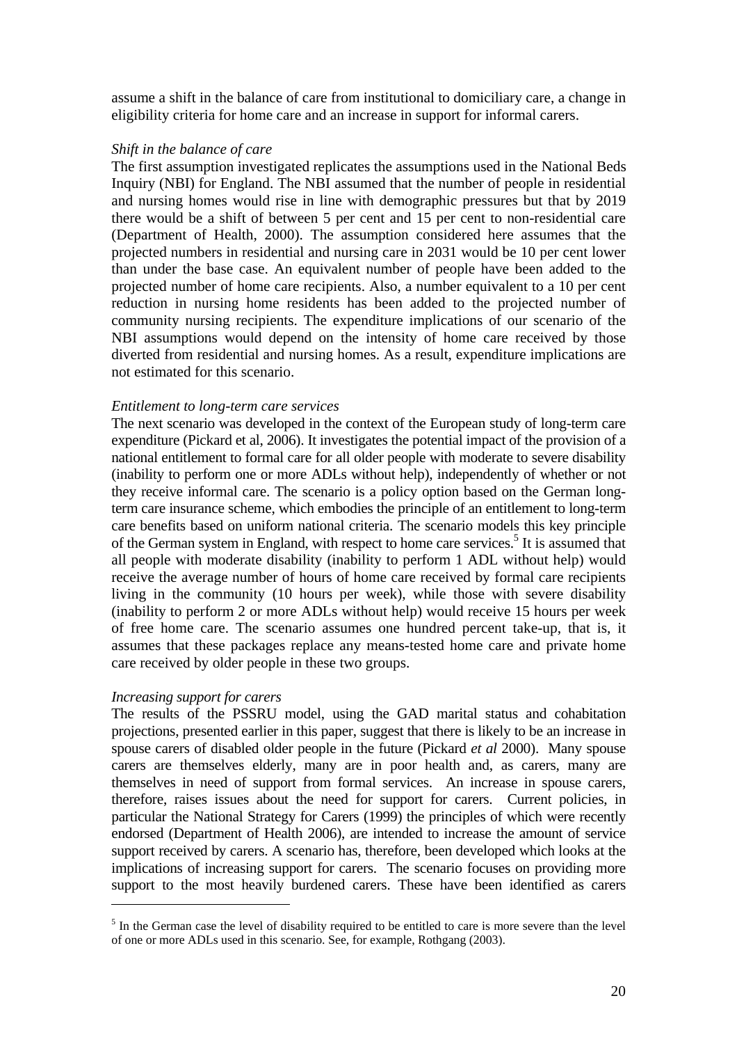assume a shift in the balance of care from institutional to domiciliary care, a change in eligibility criteria for home care and an increase in support for informal carers.

*Shift in the balance of care*

The first assumption investigated replicates the assumptions used in the National Beds Inquiry (NBI) for England. The NBI assumed that the number of people in residential and nursing homes would rise in line with demographic pressures but that by 2019 there would be a shift of between 5 per cent and 15 per cent to non-residential care (Department of Health, 2000). The assumption considered here assumes that the projected numbers in residential and nursing care in 2031 would be 10 per cent lower than under the base case. An equivalent number of people have been added to the projected number of home care recipients. Also, a number equivalent to a 10 per cent reduction in nursing home residents has been added to the projected number of community nursing recipients. The expenditure implications of our scenario of the NBI assumptions would depend on the intensity of home care received by those diverted from residential and nursing homes. As a result, expenditure implications are not estimated for this scenario.

*Entitlement to long-term care services*

The next scenario was developed in the context of the European study of long-term care expenditure (Pickard et al, 2006). It investigates the potential impact of the provision of a national entitlement to formal care for all older people with moderate to severe disability (inability to perform one or more ADLs without help), independently of whether or not they receive informal care. The scenario is a policy option based on the German long-term care insurance scheme, which embodies the principle of an entitlement to long-term care benefits based on uniform national criteria. The scenario models this key principle of the German system in England, with respect to home care services.[5] It is assumed that all people with moderate disability (inability to perform 1 ADL without help) would receive the average number of hours of home care received by formal care recipients living in the community (10 hours per week), while those with severe disability (inability to perform 2 or more ADLs without help) would receive 15 hours per week of free home care. The scenario assumes one hundred percent take-up, that is, it assumes that these packages replace any means-tested home care and private home care received by older people in these two groups.

*Increasing support for carers*

The results of the PSSRU model, using the GAD marital status and cohabitation projections, presented earlier in this paper, suggest that there is likely to be an increase in spouse carers of disabled older people in the future (Pickard *et al* 2000). Many spouse carers are themselves elderly, many are in poor health and, as carers, many are themselves in need of support from formal services. An increase in spouse carers, therefore, raises issues about the need for support for carers. Current policies, in particular the National Strategy for Carers (1999) the principles of which were recently endorsed (Department of Health 2006), are intended to increase the amount of service support received by carers. A scenario has, therefore, been developed which looks at the implications of increasing support for carers. The scenario focuses on providing more support to the most heavily burdened carers. These have been identified as carers

[5] In the German case the level of disability required to be entitled to care is more severe than the level of one or more ADLs used in this scenario. See, for example, Rothgang (2003).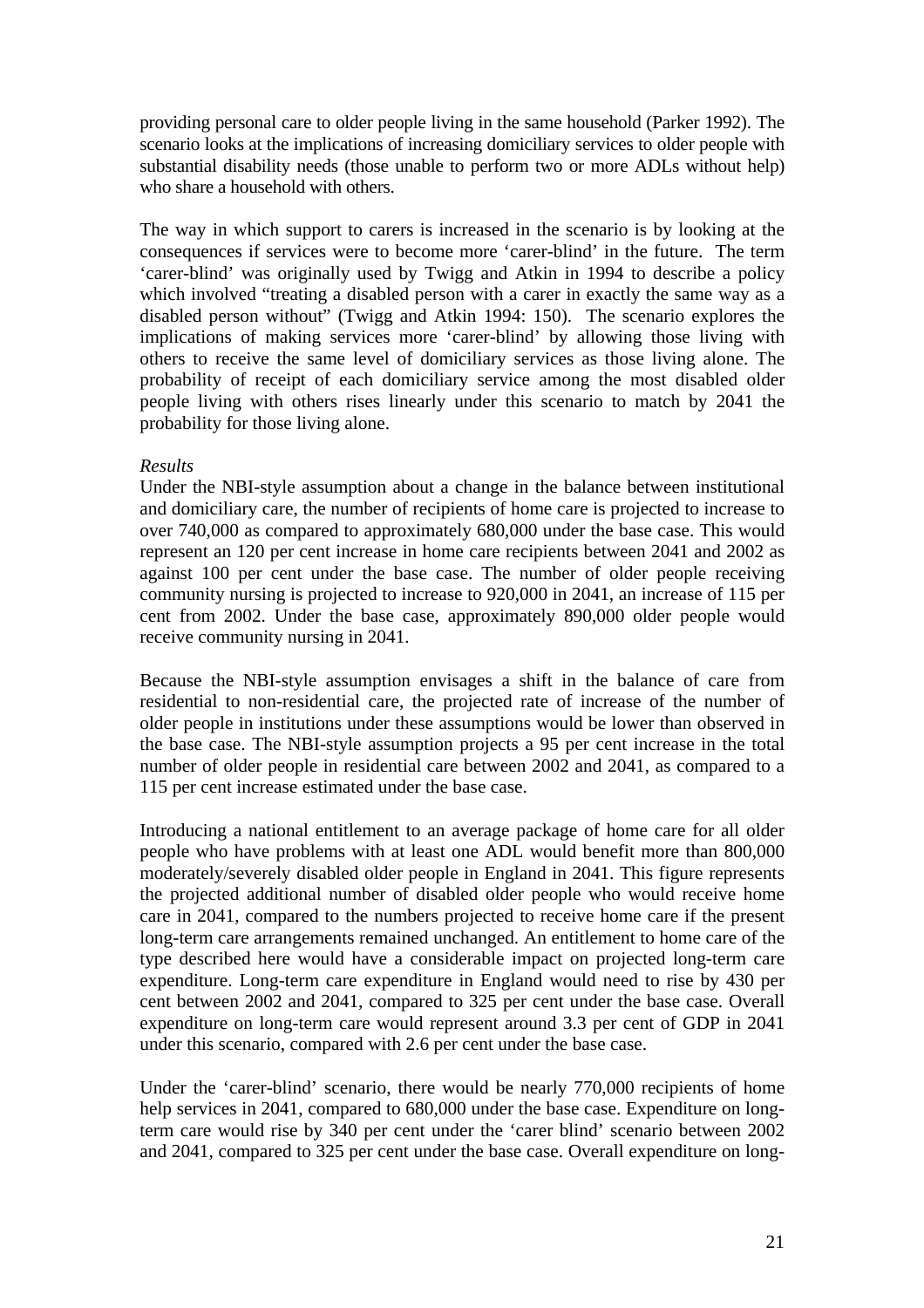providing personal care to older people living in the same household (Parker 1992). The scenario looks at the implications of increasing domiciliary services to older people with substantial disability needs (those unable to perform two or more ADLs without help) who share a household with others.

The way in which support to carers is increased in the scenario is by looking at the consequences if services were to become more 'carer-blind' in the future. The term 'carer-blind' was originally used by Twigg and Atkin in 1994 to describe a policy which involved "treating a disabled person with a carer in exactly the same way as a disabled person without" (Twigg and Atkin 1994: 150). The scenario explores the implications of making services more 'carer-blind' by allowing those living with others to receive the same level of domiciliary services as those living alone. The probability of receipt of each domiciliary service among the most disabled older people living with others rises linearly under this scenario to match by 2041 the probability for those living alone.

*Results*

Under the NBI-style assumption about a change in the balance between institutional and domiciliary care, the number of recipients of home care is projected to increase to over 740,000 as compared to approximately 680,000 under the base case. This would represent an 120 per cent increase in home care recipients between 2041 and 2002 as against 100 per cent under the base case. The number of older people receiving community nursing is projected to increase to 920,000 in 2041, an increase of 115 per cent from 2002. Under the base case, approximately 890,000 older people would receive community nursing in 2041.

Because the NBI-style assumption envisages a shift in the balance of care from residential to non-residential care, the projected rate of increase of the number of older people in institutions under these assumptions would be lower than observed in the base case. The NBI-style assumption projects a 95 per cent increase in the total number of older people in residential care between 2002 and 2041, as compared to a 115 per cent increase estimated under the base case.

Introducing a national entitlement to an average package of home care for all older people who have problems with at least one ADL would benefit more than 800,000 moderately/severely disabled older people in England in 2041. This figure represents the projected additional number of disabled older people who would receive home care in 2041, compared to the numbers projected to receive home care if the present long-term care arrangements remained unchanged. An entitlement to home care of the type described here would have a considerable impact on projected long-term care expenditure. Long-term care expenditure in England would need to rise by 430 per cent between 2002 and 2041, compared to 325 per cent under the base case. Overall expenditure on long-term care would represent around 3.3 per cent of GDP in 2041 under this scenario, compared with 2.6 per cent under the base case.

Under the 'carer-blind' scenario, there would be nearly 770,000 recipients of home help services in 2041, compared to 680,000 under the base case. Expenditure on long-term care would rise by 340 per cent under the 'carer blind' scenario between 2002 and 2041, compared to 325 per cent under the base case. Overall expenditure on long-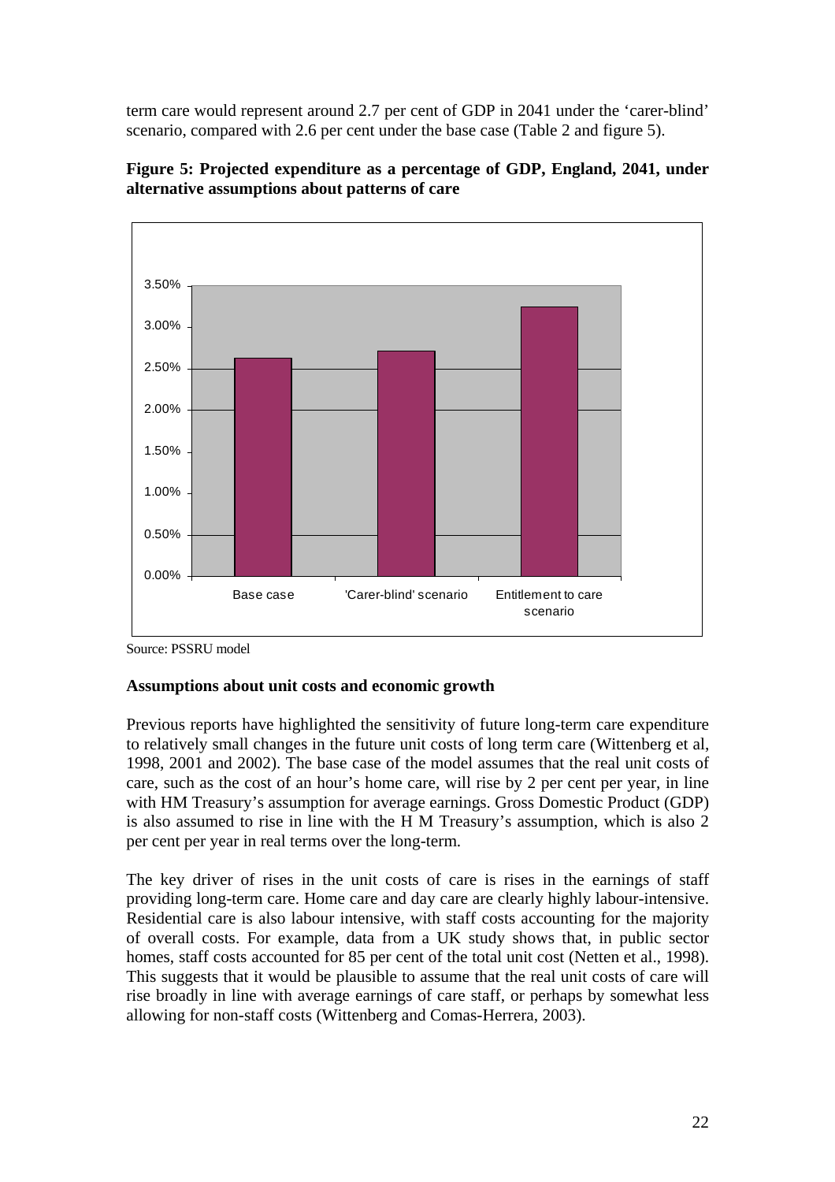term care would represent around 2.7 per cent of GDP in 2041 under the 'carer-blind' scenario, compared with 2.6 per cent under the base case (Table 2 and figure 5).

**Figure 5: Projected expenditure as a percentage of GDP, England, 2041, under alternative assumptions about patterns of care**

Source: PSSRU model

**Assumptions about unit costs and economic growth**

Previous reports have highlighted the sensitivity of future long-term care expenditure to relatively small changes in the future unit costs of long term care (Wittenberg et al, 1998, 2001 and 2002). The base case of the model assumes that the real unit costs of care, such as the cost of an hour's home care, will rise by 2 per cent per year, in line with HM Treasury's assumption for average earnings. Gross Domestic Product (GDP) is also assumed to rise in line with the H M Treasury's assumption, which is also 2 per cent per year in real terms over the long-term.

The key driver of rises in the unit costs of care is rises in the earnings of staff providing long-term care. Home care and day care are clearly highly labour-intensive. Residential care is also labour intensive, with staff costs accounting for the majority of overall costs. For example, data from a UK study shows that, in public sector homes, staff costs accounted for 85 per cent of the total unit cost (Netten et al., 1998). This suggests that it would be plausible to assume that the real unit costs of care will rise broadly in line with average earnings of care staff, or perhaps by somewhat less allowing for non-staff costs (Wittenberg and Comas-Herrera, 2003).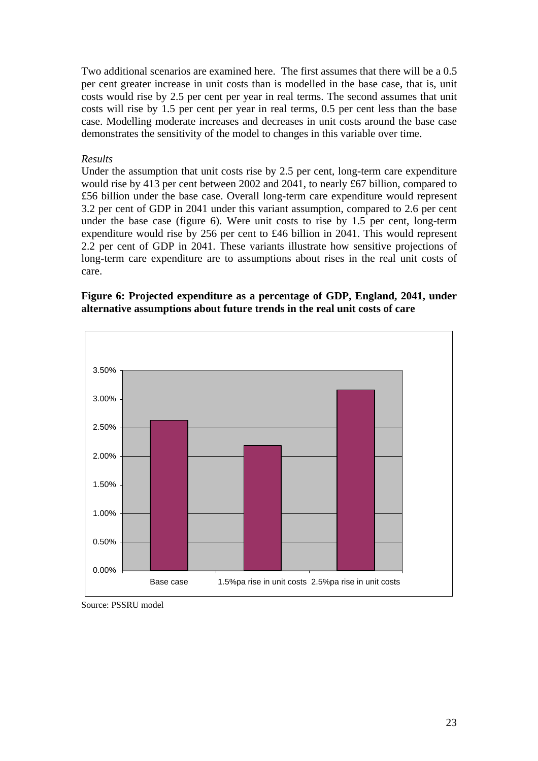Two additional scenarios are examined here. The first assumes that there will be a 0.5 per cent greater increase in unit costs than is modelled in the base case, that is, unit costs would rise by 2.5 per cent per year in real terms. The second assumes that unit costs will rise by 1.5 per cent per year in real terms, 0.5 per cent less than the base case. Modelling moderate increases and decreases in unit costs around the base case demonstrates the sensitivity of the model to changes in this variable over time.

*Results*

Under the assumption that unit costs rise by 2.5 per cent, long-term care expenditure would rise by 413 per cent between 2002 and 2041, to nearly £67 billion, compared to £56 billion under the base case. Overall long-term care expenditure would represent 3.2 per cent of GDP in 2041 under this variant assumption, compared to 2.6 per cent under the base case (figure 6). Were unit costs to rise by 1.5 per cent, long-term expenditure would rise by 256 per cent to £46 billion in 2041. This would represent 2.2 per cent of GDP in 2041. These variants illustrate how sensitive projections of long-term care expenditure are to assumptions about rises in the real unit costs of care.

**Figure 6: Projected expenditure as a percentage of GDP, England, 2041, under alternative assumptions about future trends in the real unit costs of care**

Source: PSSRU model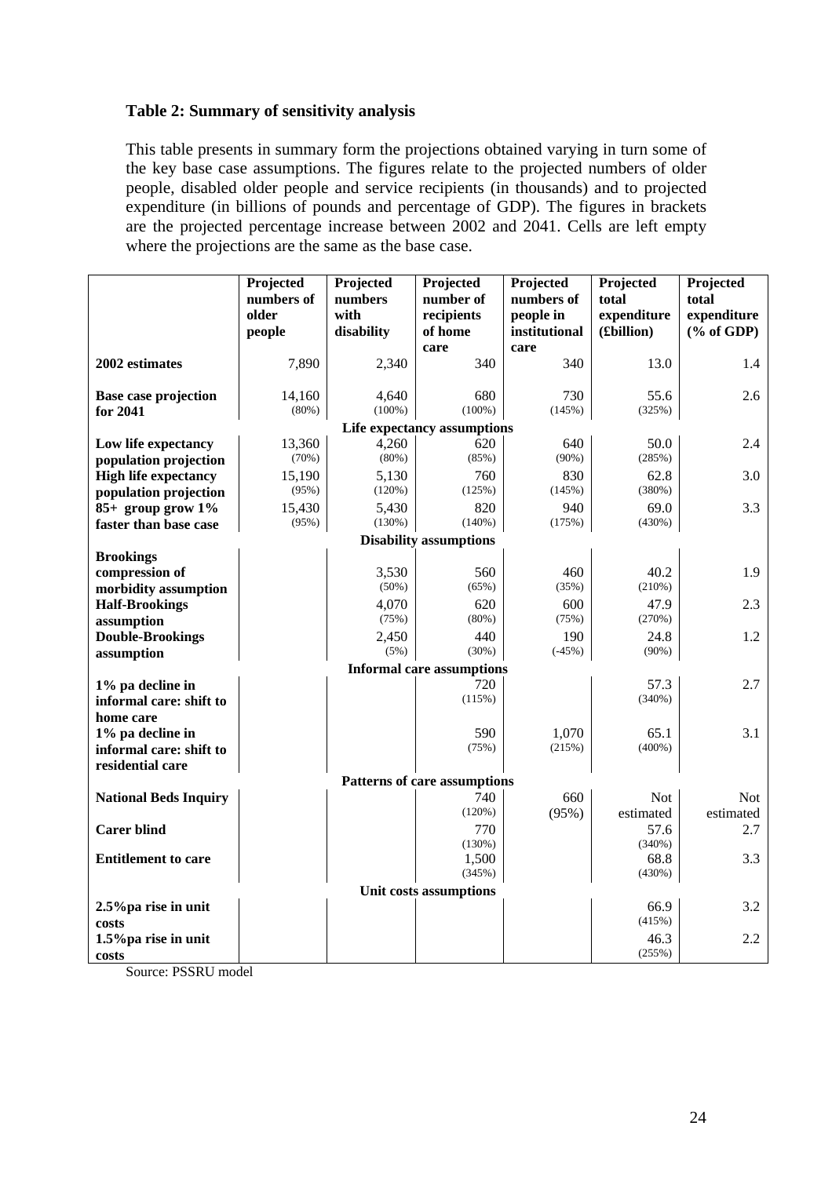**Table 2: Summary of sensitivity analysis**

This table presents in summary form the projections obtained varying in turn some of the key base case assumptions. The figures relate to the projected numbers of older people, disabled older people and service recipients (in thousands) and to projected expenditure (in billions of pounds and percentage of GDP). The figures in brackets are the projected percentage increase between 2002 and 2041. Cells are left empty where the projections are the same as the base case.

| | Projected numbers of older people | Projected numbers with disability | Projected number of recipients of home care | Projected numbers of people in institutional care | Projected total expenditure (£billion) | Projected total expenditure (% of GDP) |
|---|---|---|---|---|---|---|
| **2002 estimates** | 7,890 | 2,340 | 340 | 340 | 13.0 | 1.4 |
| **Base case projection for 2041** | 14,160 (80%) | 4,640 (100%) | 680 (100%) | 730 (145%) | 55.6 (325%) | 2.6 |
| | | | **Life expectancy assumptions** | | | |
| **Low life expectancy population projection** | 13,360 (70%) | 4,260 (80%) | 620 (85%) | 640 (90%) | 50.0 (285%) | 2.4 |
| **High life expectancy population projection** | 15,190 (95%) | 5,130 (120%) | 760 (125%) | 830 (145%) | 62.8 (380%) | 3.0 |
| **85+ group grow 1% faster than base case** | 15,430 (95%) | 5,430 (130%) | 820 (140%) | 940 (175%) | 69.0 (430%) | 3.3 |
| | | | **Disability assumptions** | | | |
| **Brookings compression of morbidity assumption** | | 3,530 (50%) | 560 (65%) | 460 (35%) | 40.2 (210%) | 1.9 |
| **Half-Brookings assumption** | | 4,070 (75%) | 620 (80%) | 600 (75%) | 47.9 (270%) | 2.3 |
| **Double-Brookings assumption** | | 2,450 (5%) | 440 (30%) | 190 (-45%) | 24.8 (90%) | 1.2 |
| | | | **Informal care assumptions** | | | |
| **1% pa decline in informal care: shift to home care** | | | 720 (115%) | | 57.3 (340%) | 2.7 |
| **1% pa decline in informal care: shift to residential care** | | | 590 (75%) | 1,070 (215%) | 65.1 (400%) | 3.1 |
| | | | **Patterns of care assumptions** | | | |
| **National Beds Inquiry** | | | 740 (120%) | 660 (95%) | Not estimated | Not estimated |
| **Carer blind** | | | 770 (130%) | | 57.6 (340%) | 2.7 |
| **Entitlement to care** | | | 1,500 (345%) | | 68.8 (430%) | 3.3 |
| | | | **Unit costs assumptions** | | | |
| **2.5%pa rise in unit costs** | | | | | 66.9 (415%) | 3.2 |
| **1.5%pa rise in unit costs** | | | | | 46.3 (255%) | 2.2 |

Source: PSSRU model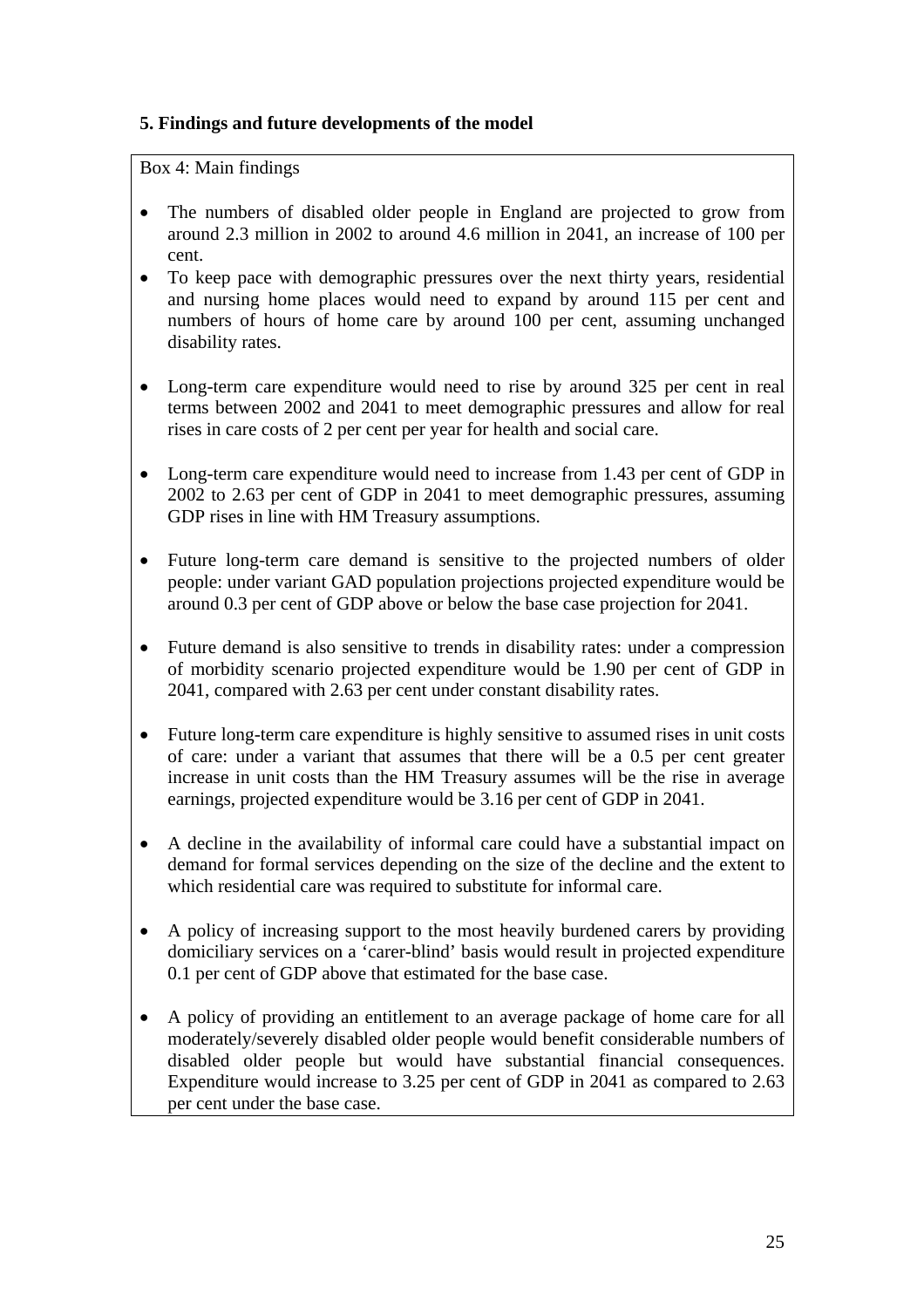## 5. Findings and future developments of the model

Box 4: Main findings

- The numbers of disabled older people in England are projected to grow from around 2.3 million in 2002 to around 4.6 million in 2041, an increase of 100 per cent.
- To keep pace with demographic pressures over the next thirty years, residential and nursing home places would need to expand by around 115 per cent and numbers of hours of home care by around 100 per cent, assuming unchanged disability rates.
- Long-term care expenditure would need to rise by around 325 per cent in real terms between 2002 and 2041 to meet demographic pressures and allow for real rises in care costs of 2 per cent per year for health and social care.
- Long-term care expenditure would need to increase from 1.43 per cent of GDP in 2002 to 2.63 per cent of GDP in 2041 to meet demographic pressures, assuming GDP rises in line with HM Treasury assumptions.
- Future long-term care demand is sensitive to the projected numbers of older people: under variant GAD population projections projected expenditure would be around 0.3 per cent of GDP above or below the base case projection for 2041.
- Future demand is also sensitive to trends in disability rates: under a compression of morbidity scenario projected expenditure would be 1.90 per cent of GDP in 2041, compared with 2.63 per cent under constant disability rates.
- Future long-term care expenditure is highly sensitive to assumed rises in unit costs of care: under a variant that assumes that there will be a 0.5 per cent greater increase in unit costs than the HM Treasury assumes will be the rise in average earnings, projected expenditure would be 3.16 per cent of GDP in 2041.
- A decline in the availability of informal care could have a substantial impact on demand for formal services depending on the size of the decline and the extent to which residential care was required to substitute for informal care.
- A policy of increasing support to the most heavily burdened carers by providing domiciliary services on a 'carer-blind' basis would result in projected expenditure 0.1 per cent of GDP above that estimated for the base case.
- A policy of providing an entitlement to an average package of home care for all moderately/severely disabled older people would benefit considerable numbers of disabled older people but would have substantial financial consequences. Expenditure would increase to 3.25 per cent of GDP in 2041 as compared to 2.63 per cent under the base case.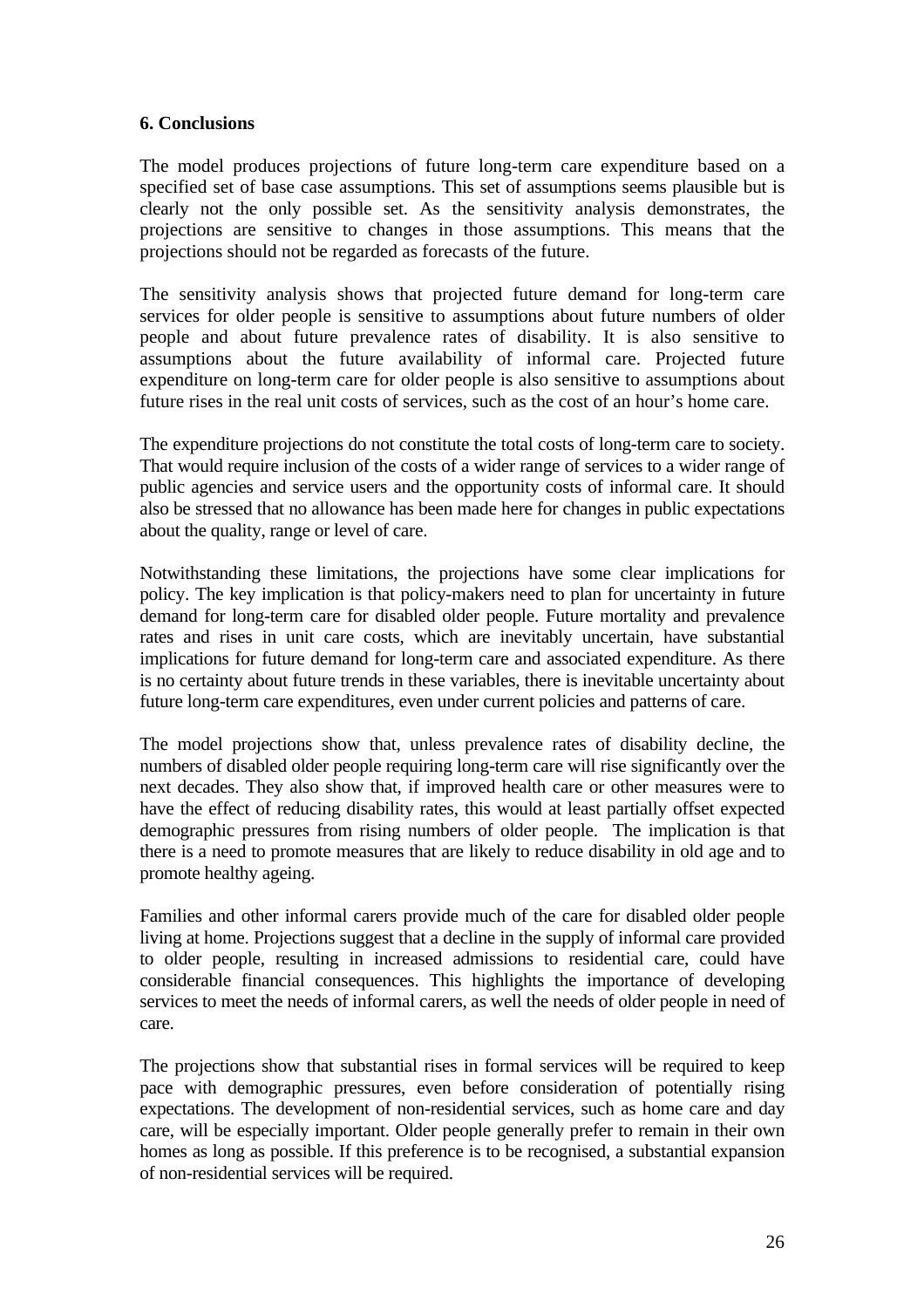## 6. Conclusions

The model produces projections of future long-term care expenditure based on a specified set of base case assumptions. This set of assumptions seems plausible but is clearly not the only possible set. As the sensitivity analysis demonstrates, the projections are sensitive to changes in those assumptions. This means that the projections should not be regarded as forecasts of the future.

The sensitivity analysis shows that projected future demand for long-term care services for older people is sensitive to assumptions about future numbers of older people and about future prevalence rates of disability. It is also sensitive to assumptions about the future availability of informal care. Projected future expenditure on long-term care for older people is also sensitive to assumptions about future rises in the real unit costs of services, such as the cost of an hour's home care.

The expenditure projections do not constitute the total costs of long-term care to society. That would require inclusion of the costs of a wider range of services to a wider range of public agencies and service users and the opportunity costs of informal care. It should also be stressed that no allowance has been made here for changes in public expectations about the quality, range or level of care.

Notwithstanding these limitations, the projections have some clear implications for policy. The key implication is that policy-makers need to plan for uncertainty in future demand for long-term care for disabled older people. Future mortality and prevalence rates and rises in unit care costs, which are inevitably uncertain, have substantial implications for future demand for long-term care and associated expenditure. As there is no certainty about future trends in these variables, there is inevitable uncertainty about future long-term care expenditures, even under current policies and patterns of care.

The model projections show that, unless prevalence rates of disability decline, the numbers of disabled older people requiring long-term care will rise significantly over the next decades. They also show that, if improved health care or other measures were to have the effect of reducing disability rates, this would at least partially offset expected demographic pressures from rising numbers of older people. The implication is that there is a need to promote measures that are likely to reduce disability in old age and to promote healthy ageing.

Families and other informal carers provide much of the care for disabled older people living at home. Projections suggest that a decline in the supply of informal care provided to older people, resulting in increased admissions to residential care, could have considerable financial consequences. This highlights the importance of developing services to meet the needs of informal carers, as well the needs of older people in need of care.

The projections show that substantial rises in formal services will be required to keep pace with demographic pressures, even before consideration of potentially rising expectations. The development of non-residential services, such as home care and day care, will be especially important. Older people generally prefer to remain in their own homes as long as possible. If this preference is to be recognised, a substantial expansion of non-residential services will be required.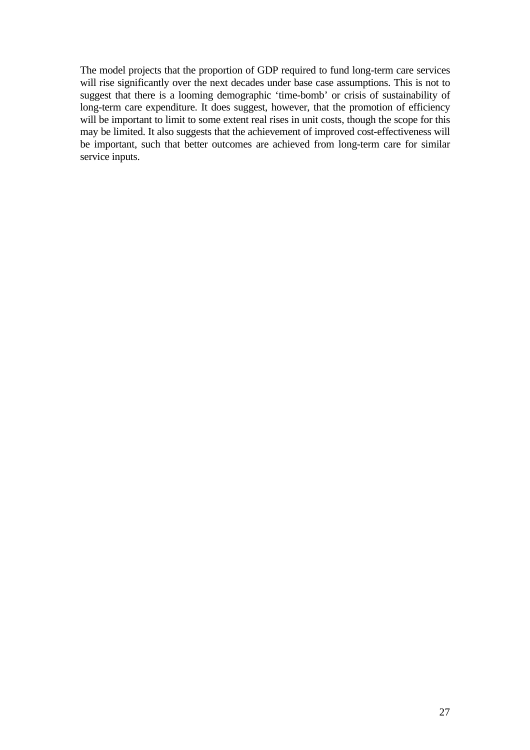The model projects that the proportion of GDP required to fund long-term care services will rise significantly over the next decades under base case assumptions. This is not to suggest that there is a looming demographic 'time-bomb' or crisis of sustainability of long-term care expenditure. It does suggest, however, that the promotion of efficiency will be important to limit to some extent real rises in unit costs, though the scope for this may be limited. It also suggests that the achievement of improved cost-effectiveness will be important, such that better outcomes are achieved from long-term care for similar service inputs.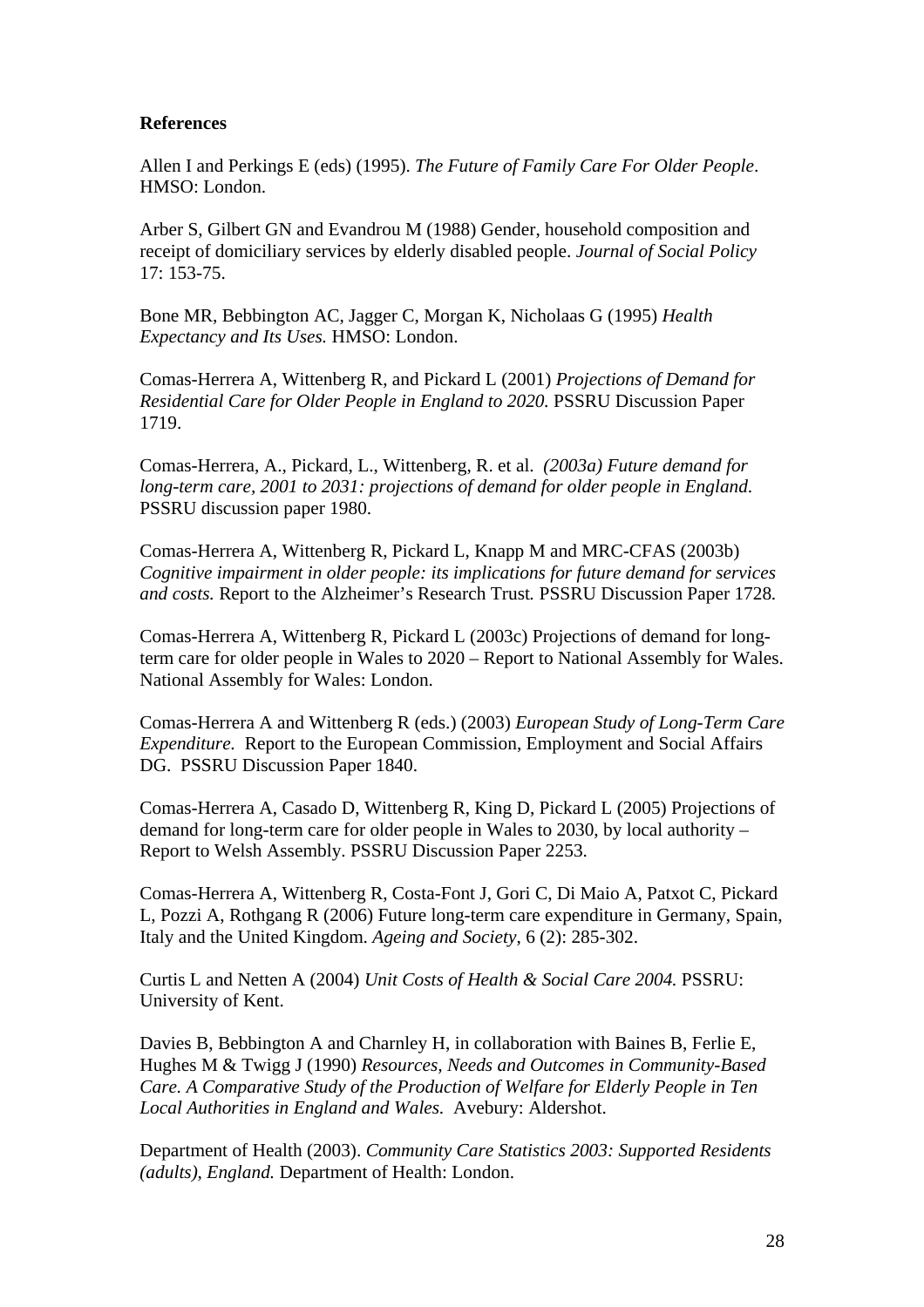**References**

Allen I and Perkings E (eds) (1995). *The Future of Family Care For Older People*. HMSO: London.

Arber S, Gilbert GN and Evandrou M (1988) Gender, household composition and receipt of domiciliary services by elderly disabled people. *Journal of Social Policy* 17: 153-75.

Bone MR, Bebbington AC, Jagger C, Morgan K, Nicholaas G (1995) *Health Expectancy and Its Uses.* HMSO: London.

Comas-Herrera A, Wittenberg R, and Pickard L (2001) *Projections of Demand for Residential Care for Older People in England to 2020.* PSSRU Discussion Paper 1719.

Comas-Herrera, A., Pickard, L., Wittenberg, R. et al. *(2003a) Future demand for long-term care, 2001 to 2031: projections of demand for older people in England.* PSSRU discussion paper 1980.

Comas-Herrera A, Wittenberg R, Pickard L, Knapp M and MRC-CFAS (2003b) *Cognitive impairment in older people: its implications for future demand for services and costs.* Report to the Alzheimer's Research Trust*.* PSSRU Discussion Paper 1728*.*

Comas-Herrera A, Wittenberg R, Pickard L (2003c) Projections of demand for long-term care for older people in Wales to 2020 – Report to National Assembly for Wales. National Assembly for Wales: London.

Comas-Herrera A and Wittenberg R (eds.) (2003) *European Study of Long-Term Care Expenditure.* Report to the European Commission, Employment and Social Affairs DG. PSSRU Discussion Paper 1840.

Comas-Herrera A, Casado D, Wittenberg R, King D, Pickard L (2005) Projections of demand for long-term care for older people in Wales to 2030, by local authority – Report to Welsh Assembly. PSSRU Discussion Paper 2253.

Comas-Herrera A, Wittenberg R, Costa-Font J, Gori C, Di Maio A, Patxot C, Pickard L, Pozzi A, Rothgang R (2006) Future long-term care expenditure in Germany, Spain, Italy and the United Kingdom. *Ageing and Society*, 6 (2): 285-302.

Curtis L and Netten A (2004) *Unit Costs of Health & Social Care 2004.* PSSRU: University of Kent.

Davies B, Bebbington A and Charnley H, in collaboration with Baines B, Ferlie E, Hughes M & Twigg J (1990) *Resources, Needs and Outcomes in Community-Based Care. A Comparative Study of the Production of Welfare for Elderly People in Ten Local Authorities in England and Wales*. Avebury: Aldershot.

Department of Health (2003). *Community Care Statistics 2003: Supported Residents (adults), England.* Department of Health: London.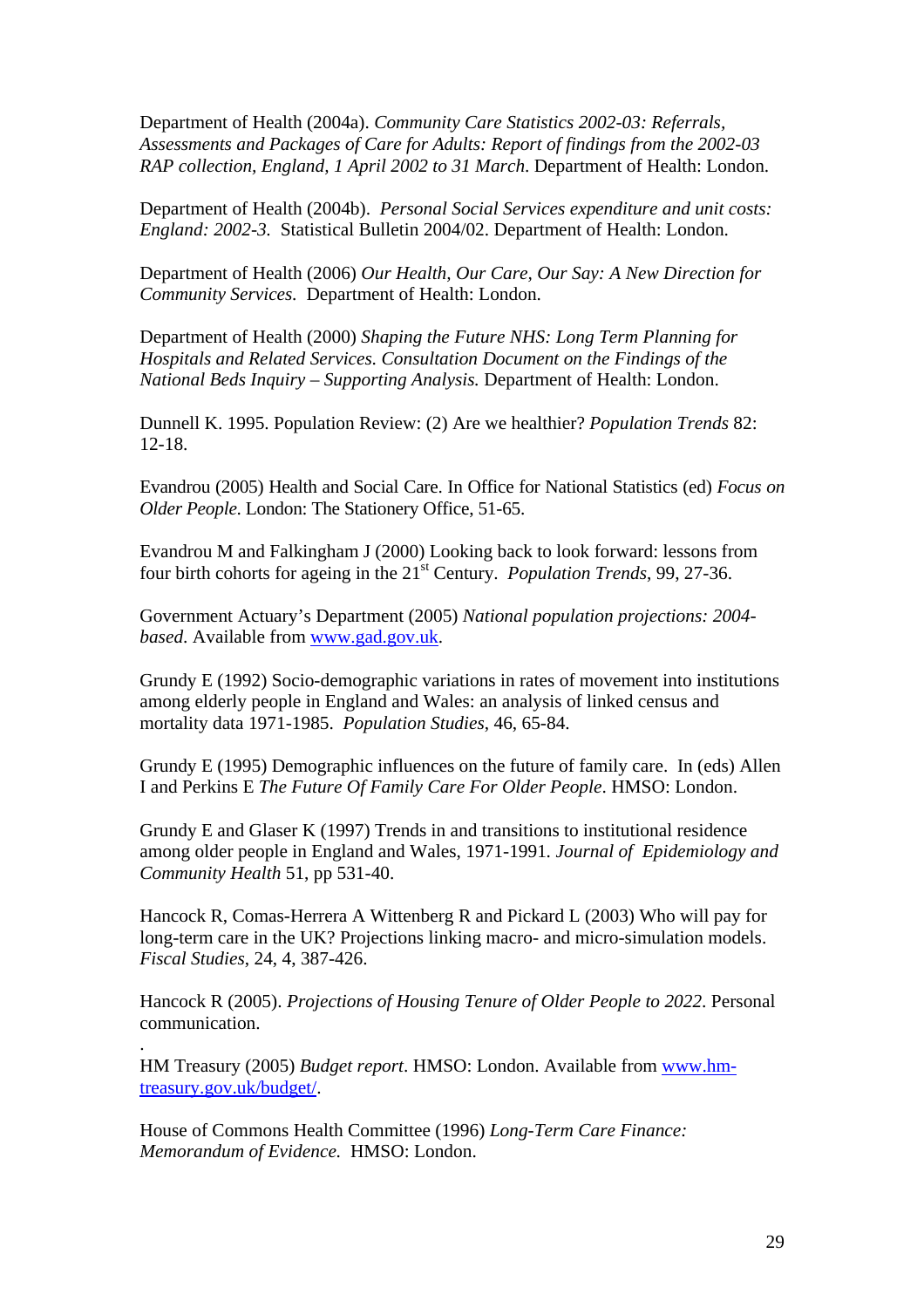Department of Health (2004a). *Community Care Statistics 2002-03: Referrals, Assessments and Packages of Care for Adults: Report of findings from the 2002-03 RAP collection, England, 1 April 2002 to 31 March*. Department of Health: London.

Department of Health (2004b). *Personal Social Services expenditure and unit costs: England: 2002-3.* Statistical Bulletin 2004/02. Department of Health: London.

Department of Health (2006) *Our Health, Our Care, Our Say: A New Direction for Community Services.* Department of Health: London.

Department of Health (2000) *Shaping the Future NHS: Long Term Planning for Hospitals and Related Services. Consultation Document on the Findings of the National Beds Inquiry – Supporting Analysis.* Department of Health: London.

Dunnell K. 1995. Population Review: (2) Are we healthier? *Population Trends* 82: 12-18.

Evandrou (2005) Health and Social Care. In Office for National Statistics (ed) *Focus on Older People*. London: The Stationery Office, 51-65.

Evandrou M and Falkingham J (2000) Looking back to look forward: lessons from four birth cohorts for ageing in the 21st Century. *Population Trends*, 99, 27-36.

Government Actuary's Department (2005) *National population projections: 2004-based*. Available from www.gad.gov.uk.

Grundy E (1992) Socio-demographic variations in rates of movement into institutions among elderly people in England and Wales: an analysis of linked census and mortality data 1971-1985. *Population Studies*, 46, 65-84.

Grundy E (1995) Demographic influences on the future of family care. In (eds) Allen I and Perkins E *The Future Of Family Care For Older People*. HMSO: London.

Grundy E and Glaser K (1997) Trends in and transitions to institutional residence among older people in England and Wales, 1971-1991. *Journal of Epidemiology and Community Health* 51, pp 531-40.

Hancock R, Comas-Herrera A Wittenberg R and Pickard L (2003) Who will pay for long-term care in the UK? Projections linking macro- and micro-simulation models. *Fiscal Studies*, 24, 4, 387-426.

Hancock R (2005). *Projections of Housing Tenure of Older People to 2022*. Personal communication.

HM Treasury (2005) *Budget report*. HMSO: London. Available from www.hm-treasury.gov.uk/budget/.

House of Commons Health Committee (1996) *Long-Term Care Finance: Memorandum of Evidence.* HMSO: London.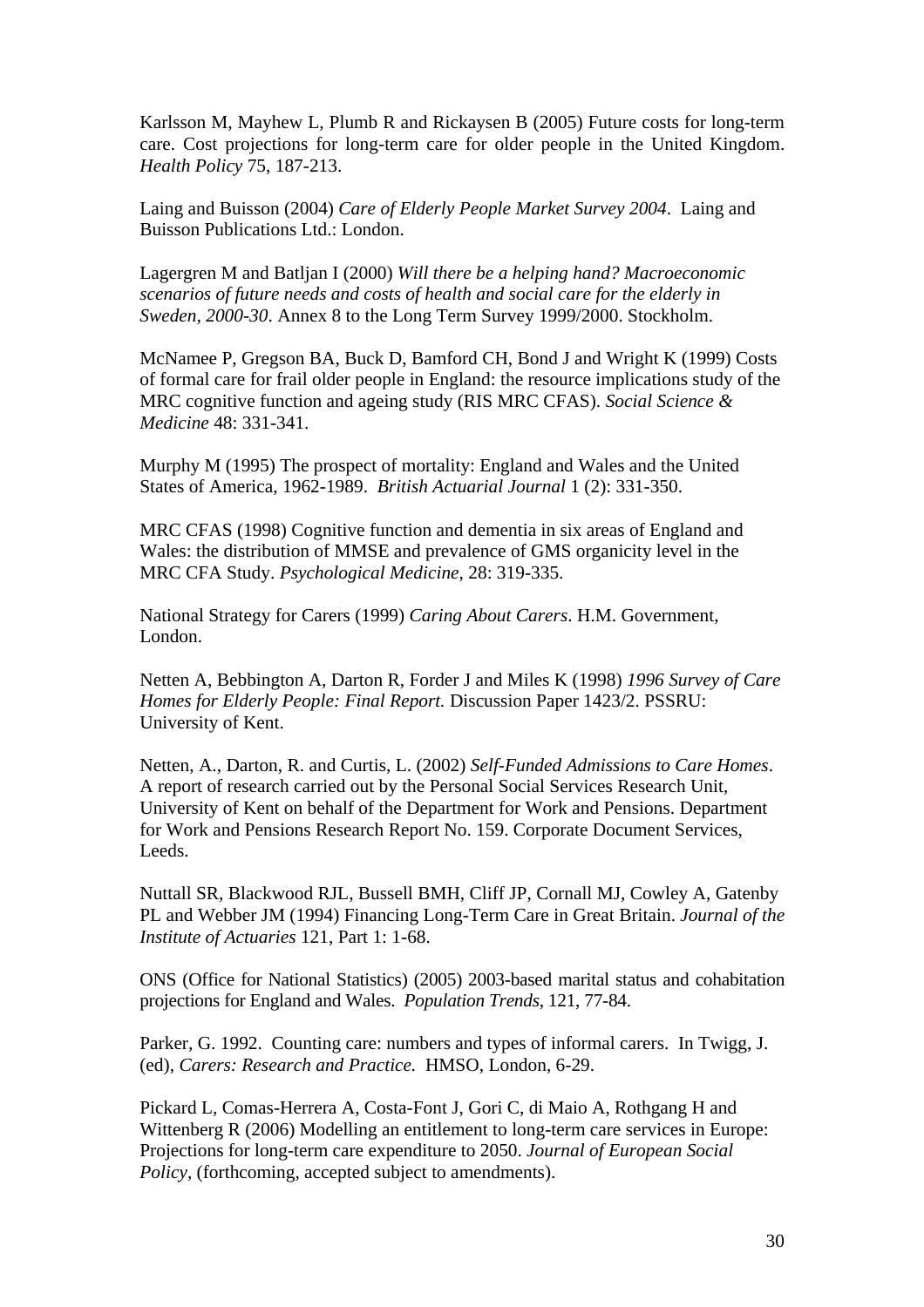Karlsson M, Mayhew L, Plumb R and Rickaysen B (2005) Future costs for long-term care. Cost projections for long-term care for older people in the United Kingdom. *Health Policy* 75, 187-213.

Laing and Buisson (2004) *Care of Elderly People Market Survey 2004*. Laing and Buisson Publications Ltd.: London.

Lagergren M and Batljan I (2000) *Will there be a helping hand? Macroeconomic scenarios of future needs and costs of health and social care for the elderly in Sweden, 2000-30*. Annex 8 to the Long Term Survey 1999/2000. Stockholm.

McNamee P, Gregson BA, Buck D, Bamford CH, Bond J and Wright K (1999) Costs of formal care for frail older people in England: the resource implications study of the MRC cognitive function and ageing study (RIS MRC CFAS). *Social Science & Medicine* 48: 331-341.

Murphy M (1995) The prospect of mortality: England and Wales and the United States of America, 1962-1989. *British Actuarial Journal* 1 (2): 331-350.

MRC CFAS (1998) Cognitive function and dementia in six areas of England and Wales: the distribution of MMSE and prevalence of GMS organicity level in the MRC CFA Study. *Psychological Medicine*, 28: 319-335.

National Strategy for Carers (1999) *Caring About Carers*. H.M. Government, London.

Netten A, Bebbington A, Darton R, Forder J and Miles K (1998) *1996 Survey of Care Homes for Elderly People: Final Report.* Discussion Paper 1423/2. PSSRU: University of Kent.

Netten, A., Darton, R. and Curtis, L. (2002) *Self-Funded Admissions to Care Homes*. A report of research carried out by the Personal Social Services Research Unit, University of Kent on behalf of the Department for Work and Pensions. Department for Work and Pensions Research Report No. 159. Corporate Document Services, Leeds.

Nuttall SR, Blackwood RJL, Bussell BMH, Cliff JP, Cornall MJ, Cowley A, Gatenby PL and Webber JM (1994) Financing Long-Term Care in Great Britain. *Journal of the Institute of Actuaries* 121, Part 1: 1-68.

ONS (Office for National Statistics) (2005) 2003-based marital status and cohabitation projections for England and Wales. *Population Trends*, 121, 77-84.

Parker, G. 1992. Counting care: numbers and types of informal carers. In Twigg, J. (ed), *Carers: Research and Practice.* HMSO, London, 6-29.

Pickard L, Comas-Herrera A, Costa-Font J, Gori C, di Maio A, Rothgang H and Wittenberg R (2006) Modelling an entitlement to long-term care services in Europe: Projections for long-term care expenditure to 2050. *Journal of European Social Policy*, (forthcoming, accepted subject to amendments).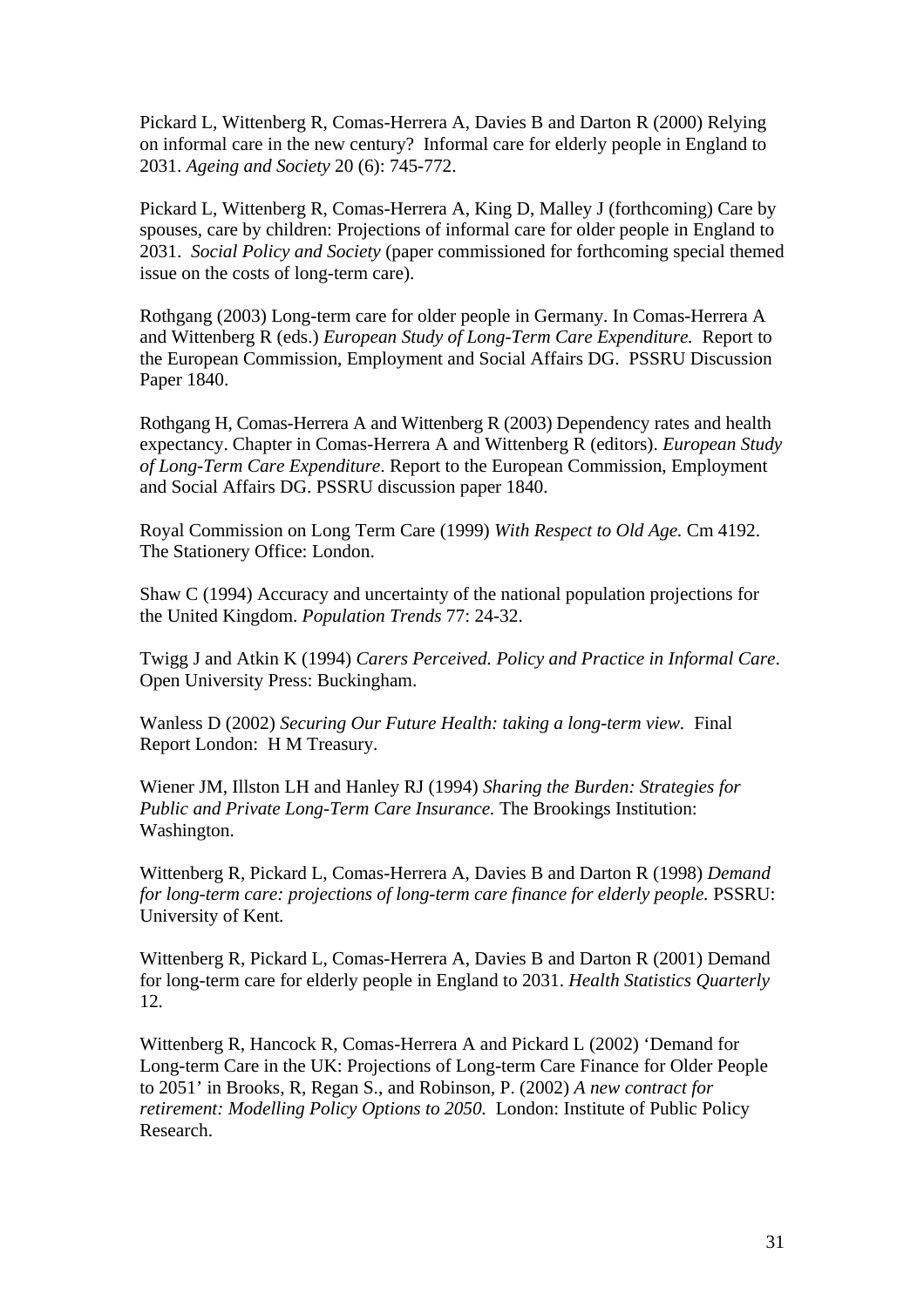Pickard L, Wittenberg R, Comas-Herrera A, Davies B and Darton R (2000) Relying on informal care in the new century? Informal care for elderly people in England to 2031. *Ageing and Society* 20 (6): 745-772.

Pickard L, Wittenberg R, Comas-Herrera A, King D, Malley J (forthcoming) Care by spouses, care by children: Projections of informal care for older people in England to 2031. *Social Policy and Society* (paper commissioned for forthcoming special themed issue on the costs of long-term care).

Rothgang (2003) Long-term care for older people in Germany. In Comas-Herrera A and Wittenberg R (eds.) *European Study of Long-Term Care Expenditure.* Report to the European Commission, Employment and Social Affairs DG. PSSRU Discussion Paper 1840.

Rothgang H, Comas-Herrera A and Wittenberg R (2003) Dependency rates and health expectancy. Chapter in Comas-Herrera A and Wittenberg R (editors). *European Study of Long-Term Care Expenditure*. Report to the European Commission, Employment and Social Affairs DG. PSSRU discussion paper 1840.

Royal Commission on Long Term Care (1999) *With Respect to Old Age.* Cm 4192. The Stationery Office: London.

Shaw C (1994) Accuracy and uncertainty of the national population projections for the United Kingdom. *Population Trends* 77: 24-32.

Twigg J and Atkin K (1994) *Carers Perceived. Policy and Practice in Informal Care*. Open University Press: Buckingham.

Wanless D (2002) *Securing Our Future Health: taking a long-term view.* Final Report London: H M Treasury.

Wiener JM, Illston LH and Hanley RJ (1994) *Sharing the Burden: Strategies for Public and Private Long-Term Care Insurance.* The Brookings Institution: Washington.

Wittenberg R, Pickard L, Comas-Herrera A, Davies B and Darton R (1998) *Demand for long-term care: projections of long-term care finance for elderly people.* PSSRU: University of Kent.

Wittenberg R, Pickard L, Comas-Herrera A, Davies B and Darton R (2001) Demand for long-term care for elderly people in England to 2031. *Health Statistics Quarterly* 12.

Wittenberg R, Hancock R, Comas-Herrera A and Pickard L (2002) 'Demand for Long-term Care in the UK: Projections of Long-term Care Finance for Older People to 2051' in Brooks, R, Regan S., and Robinson, P. (2002) *A new contract for retirement: Modelling Policy Options to 2050.* London: Institute of Public Policy Research.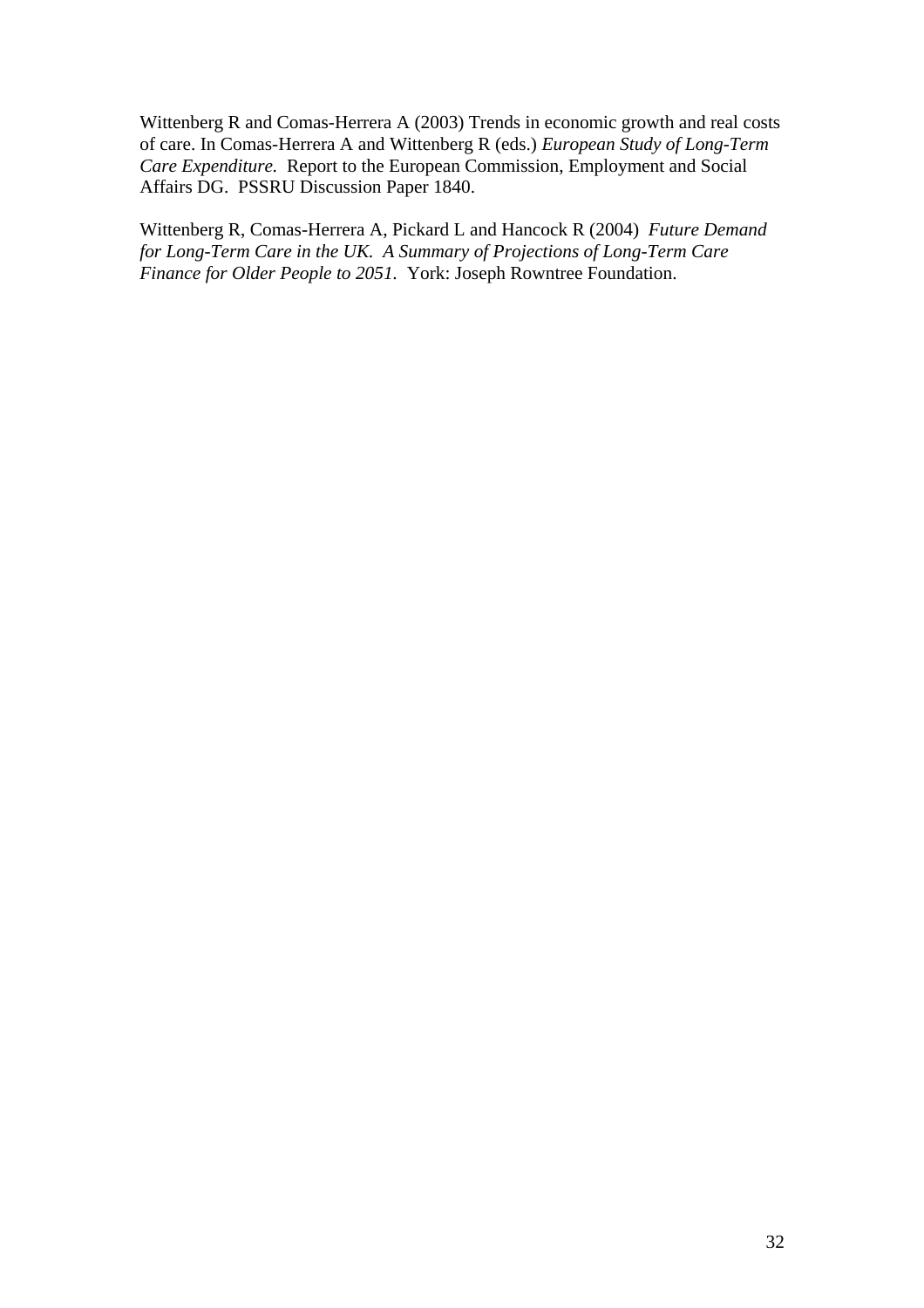Wittenberg R and Comas-Herrera A (2003) Trends in economic growth and real costs of care. In Comas-Herrera A and Wittenberg R (eds.) *European Study of Long-Term Care Expenditure.* Report to the European Commission, Employment and Social Affairs DG. PSSRU Discussion Paper 1840.

Wittenberg R, Comas-Herrera A, Pickard L and Hancock R (2004) *Future Demand for Long-Term Care in the UK. A Summary of Projections of Long-Term Care Finance for Older People to 2051.* York: Joseph Rowntree Foundation.